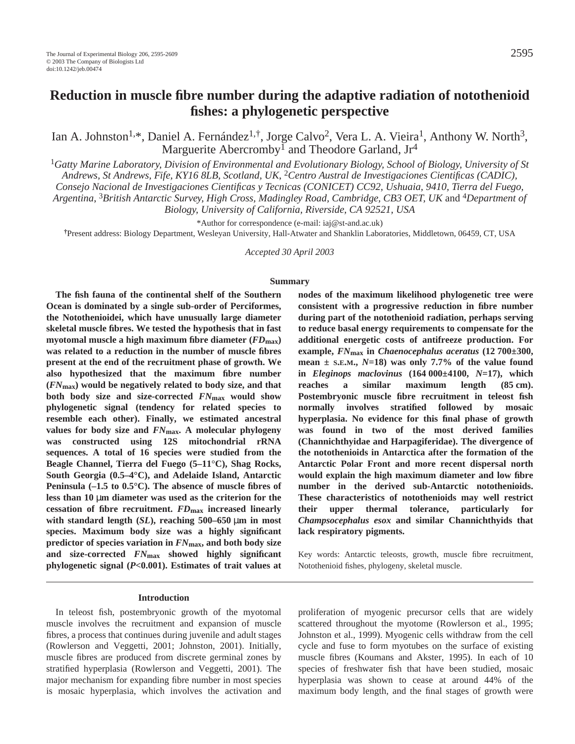# Reduction in muscle fibre number during the adaptive radiation of notothenioid fishes: a phylogenetic perspective

Ian A. Johnston[1,*], Daniel A. Fernández[1,†], Jorge Calvo[2], Vera L. A. Vieira[1], Anthony W. North[3], Marguerite Abercromby[1] and Theodore Garland, Jr[4]

[1]*Gatty Marine Laboratory, Division of Environmental and Evolutionary Biology, School of Biology, University of St Andrews, St Andrews, Fife, KY16 8LB, Scotland, UK*, [2]*Centro Austral de Investigaciones Cientificas (CADIC), Consejo Nacional de Investigaciones Cientificas y Tecnicas (CONICET) CC92, Ushuaia, 9410, Tierra del Fuego, Argentina*, [3]*British Antarctic Survey, High Cross, Madingley Road, Cambridge, CB3 OET, UK* and [4]*Department of Biology, University of California, Riverside, CA 92521, USA*

*Author for correspondence (e-mail: iaj@st-and.ac.uk)

†Present address: Biology Department, Wesleyan University, Hall-Atwater and Shanklin Laboratories, Middletown, 06459, CT, USA

*Accepted 30 April 2003*

## Summary

**The fish fauna of the continental shelf of the Southern Ocean is dominated by a single sub-order of Perciformes, the Notothenioidei, which have unusually large diameter skeletal muscle fibres. We tested the hypothesis that in fast myotomal muscle a high maximum fibre diameter ($FD_{max}$) was related to a reduction in the number of muscle fibres present at the end of the recruitment phase of growth. We also hypothesized that the maximum fibre number ($FN_{max}$) would be negatively related to body size, and that both body size and size-corrected $FN_{max}$ would show phylogenetic signal (tendency for related species to resemble each other). Finally, we estimated ancestral values for body size and $FN_{max}$. A molecular phylogeny was constructed using 12S mitochondrial rRNA sequences. A total of 16 species were studied from the Beagle Channel, Tierra del Fuego (5–11°C), Shag Rocks, South Georgia (0.5–4°C), and Adelaide Island, Antarctic Peninsula (–1.5 to 0.5°C). The absence of muscle fibres of less than 10 μm diameter was used as the criterion for the cessation of fibre recruitment. $FD_{max}$ increased linearly with standard length ($SL$), reaching 500–650 μm in most species. Maximum body size was a highly significant predictor of species variation in $FN_{max}$, and both body size and size-corrected $FN_{max}$ showed highly significant phylogenetic signal ($P$<0.001). Estimates of trait values at nodes of the maximum likelihood phylogenetic tree were consistent with a progressive reduction in fibre number during part of the notothenioid radiation, perhaps serving to reduce basal energy requirements to compensate for the additional energetic costs of antifreeze production. For example, $FN_{max}$ in *Chaenocephalus aceratus* (12 700±300, mean ± S.E.M., $N$=18) was only 7.7% of the value found in *Eleginops maclovinus* (164 000±4100, $N$=17), which reaches a similar maximum length (85 cm). Postembryonic muscle fibre recruitment in teleost fish normally involves stratified followed by mosaic hyperplasia. No evidence for this final phase of growth was found in two of the most derived families (Channichthyidae and Harpagiferidae). The divergence of the notothenioids in Antarctica after the formation of the Antarctic Polar Front and more recent dispersal north would explain the high maximum diameter and low fibre number in the derived sub-Antarctic notothenioids. These characteristics of notothenioids may well restrict their upper thermal tolerance, particularly for *Champsocephalus esox* and similar Channichthyids that lack respiratory pigments.**

Key words: Antarctic teleosts, growth, muscle fibre recruitment, Notothenioid fishes, phylogeny, skeletal muscle.

## Introduction

In teleost fish, postembryonic growth of the myotomal muscle involves the recruitment and expansion of muscle fibres, a process that continues during juvenile and adult stages (Rowlerson and Veggetti, 2001; Johnston, 2001). Initially, muscle fibres are produced from discrete germinal zones by stratified hyperplasia (Rowlerson and Veggetti, 2001). The major mechanism for expanding fibre number in most species is mosaic hyperplasia, which involves the activation and proliferation of myogenic precursor cells that are widely scattered throughout the myotome (Rowlerson et al., 1995; Johnston et al., 1999). Myogenic cells withdraw from the cell cycle and fuse to form myotubes on the surface of existing muscle fibres (Koumans and Akster, 1995). In each of 10 species of freshwater fish that have been studied, mosaic hyperplasia was shown to cease at around 44% of the maximum body length, and the final stages of growth were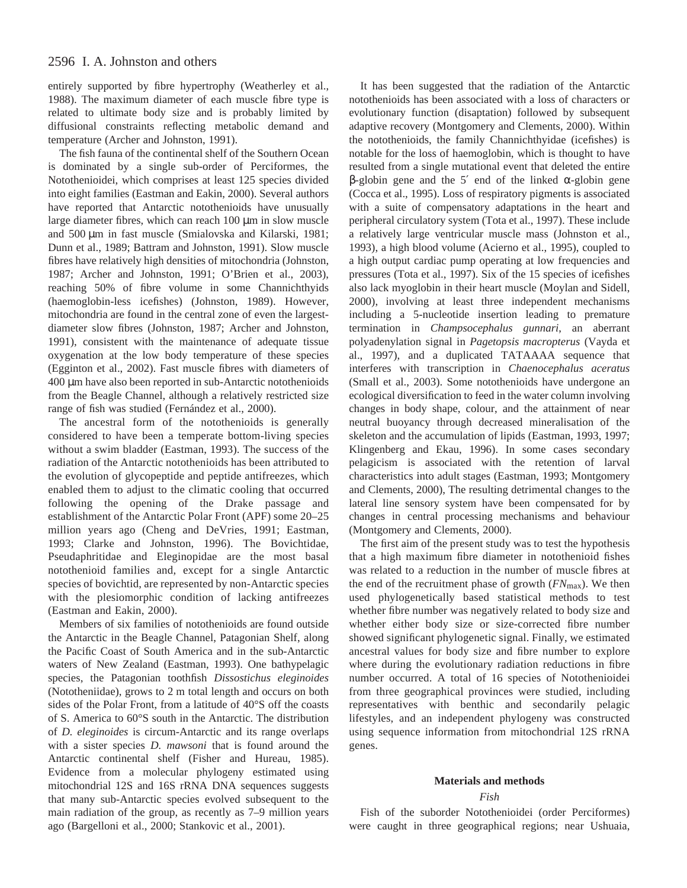entirely supported by fibre hypertrophy (Weatherley et al., 1988). The maximum diameter of each muscle fibre type is related to ultimate body size and is probably limited by diffusional constraints reflecting metabolic demand and temperature (Archer and Johnston, 1991).

The fish fauna of the continental shelf of the Southern Ocean is dominated by a single sub-order of Perciformes, the Notothenioidei, which comprises at least 125 species divided into eight families (Eastman and Eakin, 2000). Several authors have reported that Antarctic notothenioids have unusually large diameter fibres, which can reach 100 μm in slow muscle and 500 μm in fast muscle (Smialovska and Kilarski, 1981; Dunn et al., 1989; Battram and Johnston, 1991). Slow muscle fibres have relatively high densities of mitochondria (Johnston, 1987; Archer and Johnston, 1991; O'Brien et al., 2003), reaching 50% of fibre volume in some Channichthyids (haemoglobin-less icefishes) (Johnston, 1989). However, mitochondria are found in the central zone of even the largest-diameter slow fibres (Johnston, 1987; Archer and Johnston, 1991), consistent with the maintenance of adequate tissue oxygenation at the low body temperature of these species (Egginton et al., 2002). Fast muscle fibres with diameters of 400 μm have also been reported in sub-Antarctic notothenioids from the Beagle Channel, although a relatively restricted size range of fish was studied (Fernández et al., 2000).

The ancestral form of the notothenioids is generally considered to have been a temperate bottom-living species without a swim bladder (Eastman, 1993). The success of the radiation of the Antarctic notothenioids has been attributed to the evolution of glycopeptide and peptide antifreezes, which enabled them to adjust to the climatic cooling that occurred following the opening of the Drake passage and establishment of the Antarctic Polar Front (APF) some 20–25 million years ago (Cheng and DeVries, 1991; Eastman, 1993; Clarke and Johnston, 1996). The Bovichtidae, Pseudaphritidae and Eleginopidae are the most basal notothenioid families and, except for a single Antarctic species of bovichtid, are represented by non-Antarctic species with the plesiomorphic condition of lacking antifreezes (Eastman and Eakin, 2000).

Members of six families of notothenioids are found outside the Antarctic in the Beagle Channel, Patagonian Shelf, along the Pacific Coast of South America and in the sub-Antarctic waters of New Zealand (Eastman, 1993). One bathypelagic species, the Patagonian toothfish *Dissostichus eleginoides* (Nototheniidae), grows to 2 m total length and occurs on both sides of the Polar Front, from a latitude of 40°S off the coasts of S. America to 60°S south in the Antarctic. The distribution of *D. eleginoides* is circum-Antarctic and its range overlaps with a sister species *D. mawsoni* that is found around the Antarctic continental shelf (Fisher and Hureau, 1985). Evidence from a molecular phylogeny estimated using mitochondrial 12S and 16S rRNA DNA sequences suggests that many sub-Antarctic species evolved subsequent to the main radiation of the group, as recently as 7–9 million years ago (Bargelloni et al., 2000; Stankovic et al., 2001).

It has been suggested that the radiation of the Antarctic notothenioids has been associated with a loss of characters or evolutionary function (disaptation) followed by subsequent adaptive recovery (Montgomery and Clements, 2000). Within the notothenioids, the family Channichthyidae (icefishes) is notable for the loss of haemoglobin, which is thought to have resulted from a single mutational event that deleted the entire β-globin gene and the 5′ end of the linked α-globin gene (Cocca et al., 1995). Loss of respiratory pigments is associated with a suite of compensatory adaptations in the heart and peripheral circulatory system (Tota et al., 1997). These include a relatively large ventricular muscle mass (Johnston et al., 1993), a high blood volume (Acierno et al., 1995), coupled to a high output cardiac pump operating at low frequencies and pressures (Tota et al., 1997). Six of the 15 species of icefishes also lack myoglobin in their heart muscle (Moylan and Sidell, 2000), involving at least three independent mechanisms including a 5-nucleotide insertion leading to premature termination in *Champsocephalus gunnari*, an aberrant polyadenylation signal in *Pagetopsis macropterus* (Vayda et al., 1997), and a duplicated TATAAAA sequence that interferes with transcription in *Chaenocephalus aceratus* (Small et al., 2003). Some notothenioids have undergone an ecological diversification to feed in the water column involving changes in body shape, colour, and the attainment of near neutral buoyancy through decreased mineralisation of the skeleton and the accumulation of lipids (Eastman, 1993, 1997; Klingenberg and Ekau, 1996). In some cases secondary pelagicism is associated with the retention of larval characteristics into adult stages (Eastman, 1993; Montgomery and Clements, 2000), The resulting detrimental changes to the lateral line sensory system have been compensated for by changes in central processing mechanisms and behaviour (Montgomery and Clements, 2000).

The first aim of the present study was to test the hypothesis that a high maximum fibre diameter in notothenioid fishes was related to a reduction in the number of muscle fibres at the end of the recruitment phase of growth ($FN_{max}$). We then used phylogenetically based statistical methods to test whether fibre number was negatively related to body size and whether either body size or size-corrected fibre number showed significant phylogenetic signal. Finally, we estimated ancestral values for body size and fibre number to explore where during the evolutionary radiation reductions in fibre number occurred. A total of 16 species of Notothenioidei from three geographical provinces were studied, including representatives with benthic and secondarily pelagic lifestyles, and an independent phylogeny was constructed using sequence information from mitochondrial 12S rRNA genes.

## Materials and methods

### *Fish*

Fish of the suborder Notothenioidei (order Perciformes) were caught in three geographical regions; near Ushuaia,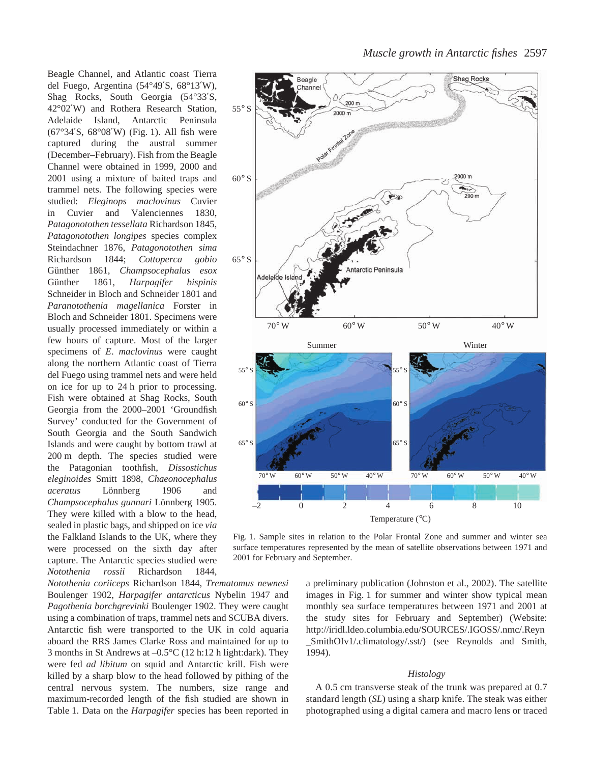Beagle Channel, and Atlantic coast Tierra del Fuego, Argentina (54°49′S, 68°13′W), Shag Rocks, South Georgia (54°33′S, 42°02′W) and Rothera Research Station, Adelaide Island, Antarctic Peninsula (67°34′S, 68°08′W) (Fig. 1). All fish were captured during the austral summer (December–February). Fish from the Beagle Channel were obtained in 1999, 2000 and 2001 using a mixture of baited traps and trammel nets. The following species were studied: *Eleginops maclovinus* Cuvier in Cuvier and Valenciennes 1830, *Patagonotothen tessellata* Richardson 1845, *Patagonotothen longipes* species complex Steindachner 1876, *Patagonotothen sima* Richardson 1844; *Cottoperca gobio* Günther 1861, *Champsocephalus esox* Günther 1861, *Harpagifer bispinis* Schneider in Bloch and Schneider 1801 and *Paranotothenia magellanica* Forster in Bloch and Schneider 1801. Specimens were usually processed immediately or within a few hours of capture. Most of the larger specimens of *E. maclovinus* were caught along the northern Atlantic coast of Tierra del Fuego using trammel nets and were held on ice for up to 24 h prior to processing. Fish were obtained at Shag Rocks, South Georgia from the 2000–2001 'Groundfish Survey' conducted for the Government of South Georgia and the South Sandwich Islands and were caught by bottom trawl at 200 m depth. The species studied were the Patagonian toothfish, *Dissostichus eleginoides* Smitt 1898, *Chaeonocephalus aceratus* Lönnberg 1906 and *Champsocephalus gunnari* Lönnberg 1905. They were killed with a blow to the head, sealed in plastic bags, and shipped on ice *via* the Falkland Islands to the UK, where they were processed on the sixth day after capture. The Antarctic species studied were *Notothenia rossii* Richardson 1844, *Notothenia coriiceps* Richardson 1844, *Trematomus newnesi* Boulenger 1902, *Harpagifer antarcticus* Nybelin 1947 and *Pagothenia borchgrevinki* Boulenger 1902. They were caught using a combination of traps, trammel nets and SCUBA divers. Antarctic fish were transported to the UK in cold aquaria aboard the RRS James Clarke Ross and maintained for up to 3 months in St Andrews at –0.5°C (12 h:12 h light:dark). They were fed *ad libitum* on squid and Antarctic krill. Fish were killed by a sharp blow to the head followed by pithing of the central nervous system. The numbers, size range and maximum-recorded length of the fish studied are shown in Table 1. Data on the *Harpagifer* species has been reported in a preliminary publication (Johnston et al., 2002). The satellite images in Fig. 1 for summer and winter show typical mean monthly sea surface temperatures between 1971 and 2001 at the study sites for February and September) (Website: http://iridl.ldeo.columbia.edu/SOURCES/.IGOSS/.nmc/.Reyn_SmithOIv1/.climatology/.sst/) (see Reynolds and Smith, 1994).

Fig. 1. Sample sites in relation to the Polar Frontal Zone and summer and winter sea surface temperatures represented by the mean of satellite observations between 1971 and 2001 for February and September.

### Histology

A 0.5 cm transverse steak of the trunk was prepared at 0.7 standard length (*SL*) using a sharp knife. The steak was either photographed using a digital camera and macro lens or traced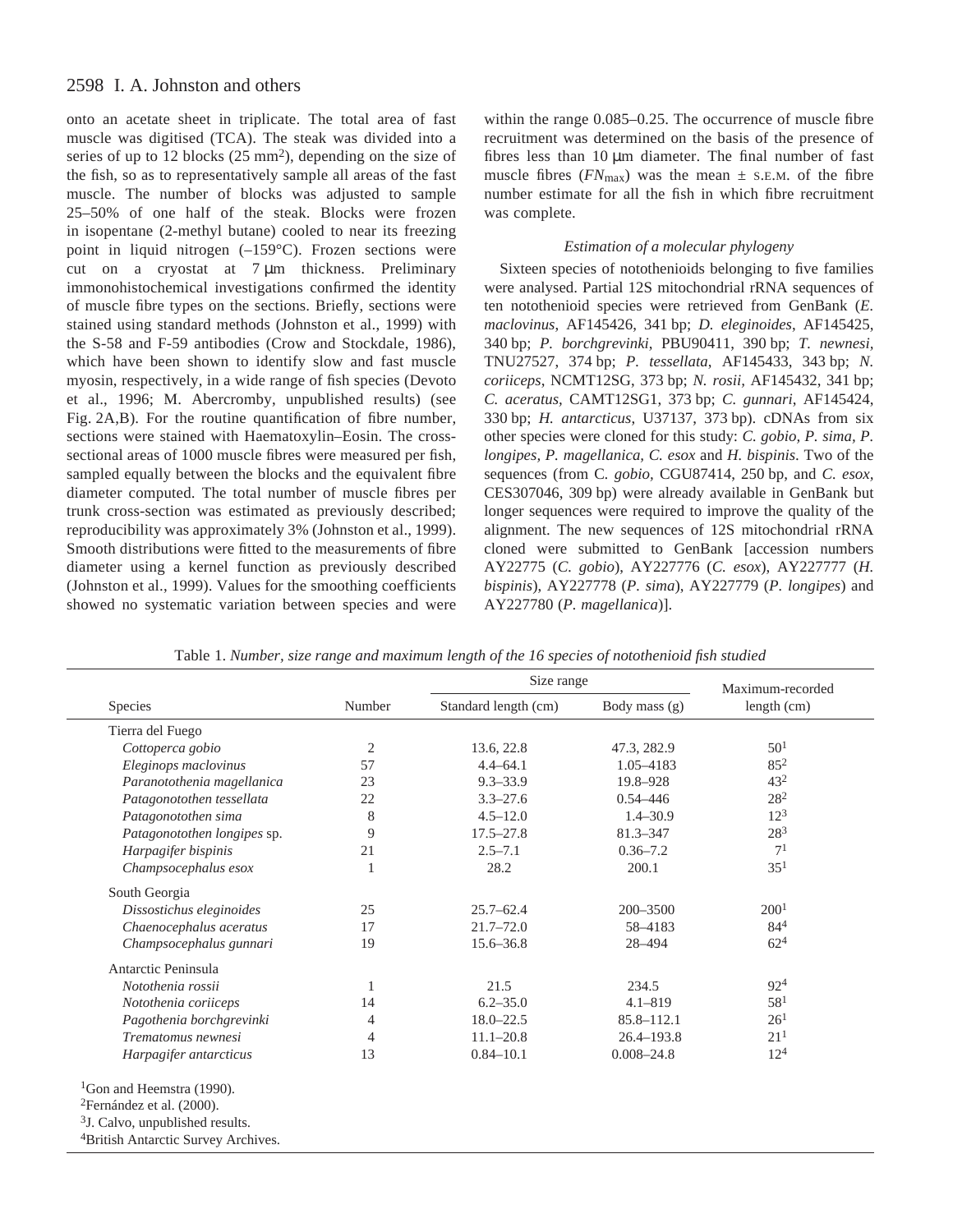onto an acetate sheet in triplicate. The total area of fast muscle was digitised (TCA). The steak was divided into a series of up to 12 blocks (25 mm$^2$), depending on the size of the fish, so as to representatively sample all areas of the fast muscle. The number of blocks was adjusted to sample 25–50% of one half of the steak. Blocks were frozen in isopentane (2-methyl butane) cooled to near its freezing point in liquid nitrogen (–159°C). Frozen sections were cut on a cryostat at 7 μm thickness. Preliminary immonohistochemical investigations confirmed the identity of muscle fibre types on the sections. Briefly, sections were stained using standard methods (Johnston et al., 1999) with the S-58 and F-59 antibodies (Crow and Stockdale, 1986), which have been shown to identify slow and fast muscle myosin, respectively, in a wide range of fish species (Devoto et al., 1996; M. Abercromby, unpublished results) (see Fig. 2A,B). For the routine quantification of fibre number, sections were stained with Haematoxylin–Eosin. The cross-sectional areas of 1000 muscle fibres were measured per fish, sampled equally between the blocks and the equivalent fibre diameter computed. The total number of muscle fibres per trunk cross-section was estimated as previously described; reproducibility was approximately 3% (Johnston et al., 1999). Smooth distributions were fitted to the measurements of fibre diameter using a kernel function as previously described (Johnston et al., 1999). Values for the smoothing coefficients showed no systematic variation between species and were within the range 0.085–0.25. The occurrence of muscle fibre recruitment was determined on the basis of the presence of fibres less than 10 μm diameter. The final number of fast muscle fibres ($FN_{max}$) was the mean ± S.E.M. of the fibre number estimate for all the fish in which fibre recruitment was complete.

### *Estimation of a molecular phylogeny*

Sixteen species of notothenioids belonging to five families were analysed. Partial 12S mitochondrial rRNA sequences of ten notothenioid species were retrieved from GenBank (*E. maclovinus*, AF145426, 341 bp; *D. eleginoides*, AF145425, 340 bp; *P. borchgrevinki*, PBU90411, 390 bp; *T. newnesi*, TNU27527, 374 bp; *P. tessellata*, AF145433, 343 bp; *N. coriiceps*, NCMT12SG, 373 bp; *N. rossii*, AF145432, 341 bp; *C. aceratus*, CAMT12SG1, 373 bp; *C. gunnari*, AF145424, 330 bp; *H. antarcticus*, U37137, 373 bp). cDNAs from six other species were cloned for this study: *C. gobio, P. sima, P. longipes, P. magellanica, C. esox* and *H. bispinis*. Two of the sequences (from C. *gobio*, CGU87414, 250 bp, and *C. esox*, CES307046, 309 bp) were already available in GenBank but longer sequences were required to improve the quality of the alignment. The new sequences of 12S mitochondrial rRNA cloned were submitted to GenBank [accession numbers AY22775 (*C. gobio*), AY227776 (*C. esox*), AY227777 (*H. bispinis*), AY227778 (*P. sima*), AY227779 (*P. longipes*) and AY227780 (*P. magellanica*)].

Table 1. *Number, size range and maximum length of the 16 species of notothenioid fish studied*

| Species | Number | Size range | | Maximum-recorded length (cm) |
|---|---|---|---|---|
| | | Standard length (cm) | Body mass (g) | |
| Tierra del Fuego | | | | |
| *Cottoperca gobio* | 2 | 13.6, 22.8 | 47.3, 282.9 | 50[1] |
| *Eleginops maclovinus* | 57 | 4.4–64.1 | 1.05–4183 | 85[2] |
| *Paranotothenia magellanica* | 23 | 9.3–33.9 | 19.8–928 | 43[2] |
| *Patagonotothen tessellata* | 22 | 3.3–27.6 | 0.54–446 | 28[2] |
| *Patagonotothen sima* | 8 | 4.5–12.0 | 1.4–30.9 | 12[3] |
| *Patagonotothen longipes* sp. | 9 | 17.5–27.8 | 81.3–347 | 28[3] |
| *Harpagifer bispinis* | 21 | 2.5–7.1 | 0.36–7.2 | 7[1] |
| *Champsocephalus esox* | 1 | 28.2 | 200.1 | 35[1] |
| South Georgia | | | | |
| *Dissostichus eleginoides* | 25 | 25.7–62.4 | 200–3500 | 200[1] |
| *Chaenocephalus aceratus* | 17 | 21.7–72.0 | 58–4183 | 84[4] |
| *Champsocephalus gunnari* | 19 | 15.6–36.8 | 28–494 | 62[4] |
| Antarctic Peninsula | | | | |
| *Notothenia rossii* | 1 | 21.5 | 234.5 | 92[4] |
| *Notothenia coriiceps* | 14 | 6.2–35.0 | 4.1–819 | 58[1] |
| *Pagothenia borchgrevinki* | 4 | 18.0–22.5 | 85.8–112.1 | 26[1] |
| *Trematomus newnesi* | 4 | 11.1–20.8 | 26.4–193.8 | 21[1] |
| *Harpagifer antarcticus* | 13 | 0.84–10.1 | 0.008–24.8 | 12[4] |

[1]Gon and Heemstra (1990).
[2]Fernández et al. (2000).
[3]J. Calvo, unpublished results.
[4]British Antarctic Survey Archives.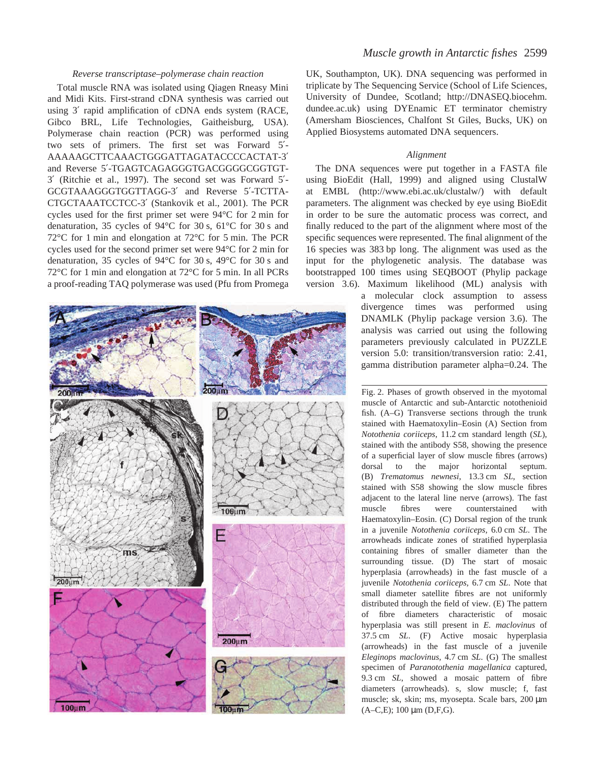### Reverse transcriptase–polymerase chain reaction

Total muscle RNA was isolated using Qiagen Rneasy Mini and Midi Kits. First-strand cDNA synthesis was carried out using 3′ rapid amplification of cDNA ends system (RACE, Gibco BRL, Life Technologies, Gaitheisburg, USA). Polymerase chain reaction (PCR) was performed using two sets of primers. The first set was Forward 5′-AAAAAGCTTCAAACTGGGATTAGATACCCCACTAT-3′ and Reverse 5′-TGAGTCAGAGGGTGACGGGGCGGTGT-3′ (Ritchie et al., 1997). The second set was Forward 5′-GCGTAAAGGGTGGTTAGG-3′ and Reverse 5′-TCTTA-CTGCTAAATCCTCC-3′ (Stankovik et al., 2001). The PCR cycles used for the first primer set were 94°C for 2 min for denaturation, 35 cycles of 94°C for 30 s, 61°C for 30 s and 72°C for 1 min and elongation at 72°C for 5 min. The PCR cycles used for the second primer set were 94°C for 2 min for denaturation, 35 cycles of 94°C for 30 s, 49°C for 30 s and 72°C for 1 min and elongation at 72°C for 5 min. In all PCRs a proof-reading TAQ polymerase was used (Pfu from Promega UK, Southampton, UK). DNA sequencing was performed in triplicate by The Sequencing Service (School of Life Sciences, University of Dundee, Scotland; http://DNASEQ.biocehm.dundee.ac.uk) using DYEnamic ET terminator chemistry (Amersham Biosciences, Chalfont St Giles, Bucks, UK) on Applied Biosystems automated DNA sequencers.

### Alignment

The DNA sequences were put together in a FASTA file using BioEdit (Hall, 1999) and aligned using ClustalW at EMBL (http://www.ebi.ac.uk/clustalw/) with default parameters. The alignment was checked by eye using BioEdit in order to be sure the automatic process was correct, and finally reduced to the part of the alignment where most of the specific sequences were represented. The final alignment of the 16 species was 383 bp long. The alignment was used as the input for the phylogenetic analysis. The database was bootstrapped 100 times using SEQBOOT (Phylip package version 3.6). Maximum likelihood (ML) analysis with a molecular clock assumption to assess divergence times was performed using DNAMLK (Phylip package version 3.6). The analysis was carried out using the following parameters previously calculated in PUZZLE version 5.0: transition/transversion ratio: 2.41, gamma distribution parameter alpha=0.24. The

Fig. 2. Phases of growth observed in the myotomal muscle of Antarctic and sub-Antarctic notothenioid fish. (A–G) Transverse sections through the trunk stained with Haematoxylin–Eosin (A) Section from *Notothenia coriiceps*, 11.2 cm standard length (*SL*), stained with the antibody S58, showing the presence of a superficial layer of slow muscle fibres (arrows) dorsal to the major horizontal septum. (B) *Trematomus newnesi*, 13.3 cm *SL*, section stained with S58 showing the slow muscle fibres adjacent to the lateral line nerve (arrows). The fast muscle fibres were counterstained with Haematoxylin–Eosin. (C) Dorsal region of the trunk in a juvenile *Notothenia coriiceps*, 6.0 cm *SL*. The arrowheads indicate zones of stratified hyperplasia containing fibres of smaller diameter than the surrounding tissue. (D) The start of mosaic hyperplasia (arrowheads) in the fast muscle of a juvenile *Notothenia coriiceps*, 6.7 cm *SL*. Note that small diameter satellite fibres are not uniformly distributed through the field of view. (E) The pattern of fibre diameters characteristic of mosaic hyperplasia was still present in *E. maclovinus* of 37.5 cm *SL*. (F) Active mosaic hyperplasia (arrowheads) in the fast muscle of a juvenile *Eleginops maclovinus*, 4.7 cm *SL*. (G) The smallest specimen of *Paranotothenia magellanica* captured, 9.3 cm *SL*, showed a mosaic pattern of fibre diameters (arrowheads). s, slow muscle; f, fast muscle; sk, skin; ms, myosepta. Scale bars, 200 μm (A–C,E); 100 μm (D,F,G).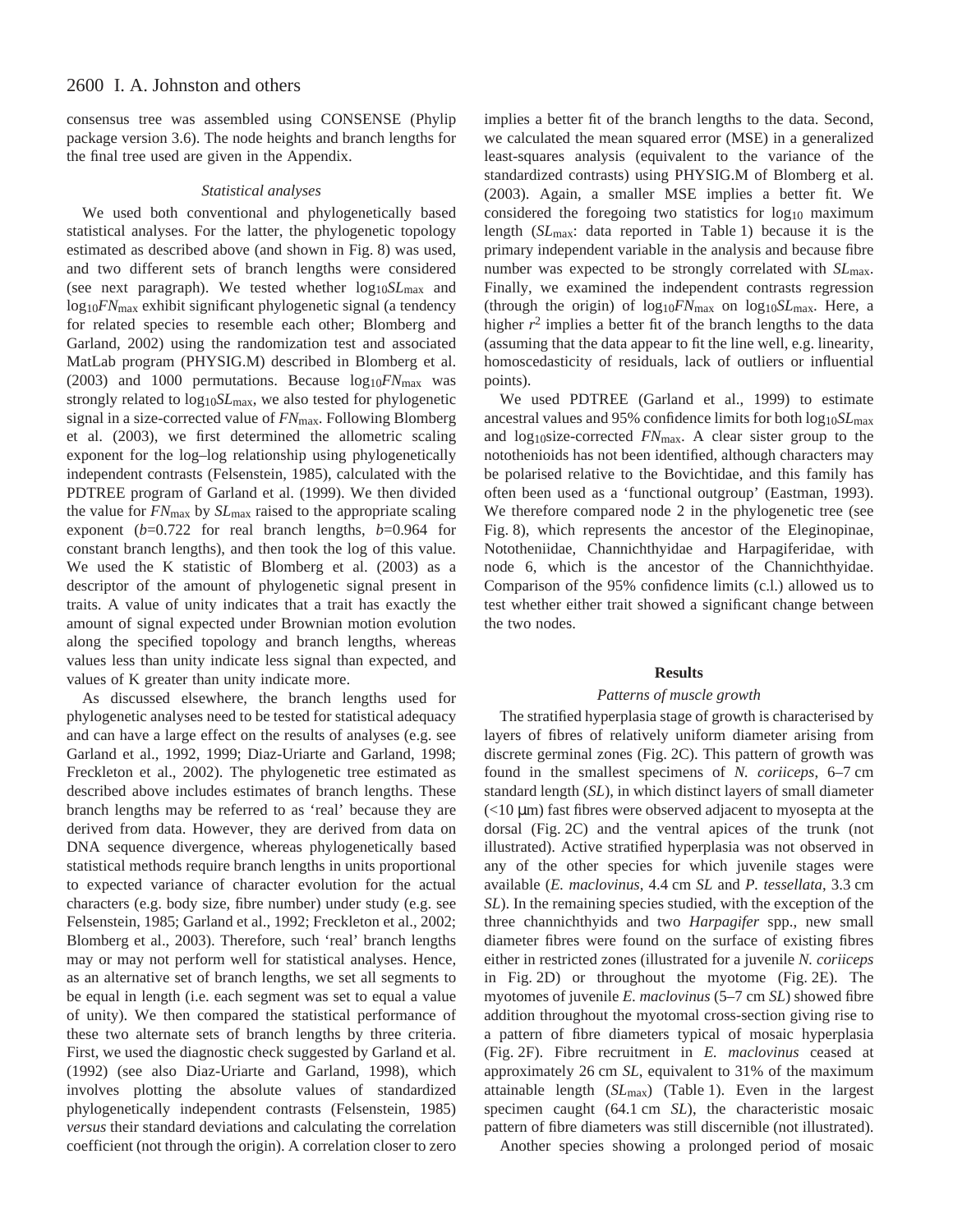consensus tree was assembled using CONSENSE (Phylip package version 3.6). The node heights and branch lengths for the final tree used are given in the Appendix.

### *Statistical analyses*

We used both conventional and phylogenetically based statistical analyses. For the latter, the phylogenetic topology estimated as described above (and shown in Fig. 8) was used, and two different sets of branch lengths were considered (see next paragraph). We tested whether $\log_{10}SL_{max}$ and $\log_{10}FN_{max}$ exhibit significant phylogenetic signal (a tendency for related species to resemble each other; Blomberg and Garland, 2002) using the randomization test and associated MatLab program (PHYSIG.M) described in Blomberg et al. (2003) and 1000 permutations. Because $\log_{10}FN_{max}$ was strongly related to $\log_{10}SL_{max}$, we also tested for phylogenetic signal in a size-corrected value of $FN_{max}$. Following Blomberg et al. (2003), we first determined the allometric scaling exponent for the log–log relationship using phylogenetically independent contrasts (Felsenstein, 1985), calculated with the PDTREE program of Garland et al. (1999). We then divided the value for $FN_{max}$ by $SL_{max}$ raised to the appropriate scaling exponent ($b$=0.722 for real branch lengths, $b$=0.964 for constant branch lengths), and then took the log of this value. We used the K statistic of Blomberg et al. (2003) as a descriptor of the amount of phylogenetic signal present in traits. A value of unity indicates that a trait has exactly the amount of signal expected under Brownian motion evolution along the specified topology and branch lengths, whereas values less than unity indicate less signal than expected, and values of K greater than unity indicate more.

As discussed elsewhere, the branch lengths used for phylogenetic analyses need to be tested for statistical adequacy and can have a large effect on the results of analyses (e.g. see Garland et al., 1992, 1999; Diaz-Uriarte and Garland, 1998; Freckleton et al., 2002). The phylogenetic tree estimated as described above includes estimates of branch lengths. These branch lengths may be referred to as 'real' because they are derived from data. However, they are derived from data on DNA sequence divergence, whereas phylogenetically based statistical methods require branch lengths in units proportional to expected variance of character evolution for the actual characters (e.g. body size, fibre number) under study (e.g. see Felsenstein, 1985; Garland et al., 1992; Freckleton et al., 2002; Blomberg et al., 2003). Therefore, such 'real' branch lengths may or may not perform well for statistical analyses. Hence, as an alternative set of branch lengths, we set all segments to be equal in length (i.e. each segment was set to equal a value of unity). We then compared the statistical performance of these two alternate sets of branch lengths by three criteria. First, we used the diagnostic check suggested by Garland et al. (1992) (see also Diaz-Uriarte and Garland, 1998), which involves plotting the absolute values of standardized phylogenetically independent contrasts (Felsenstein, 1985) *versus* their standard deviations and calculating the correlation coefficient (not through the origin). A correlation closer to zero implies a better fit of the branch lengths to the data. Second, we calculated the mean squared error (MSE) in a generalized least-squares analysis (equivalent to the variance of the standardized contrasts) using PHYSIG.M of Blomberg et al. (2003). Again, a smaller MSE implies a better fit. We considered the foregoing two statistics for $\log_{10}$ maximum length ($SL_{max}$: data reported in Table 1) because it is the primary independent variable in the analysis and because fibre number was expected to be strongly correlated with $SL_{max}$. Finally, we examined the independent contrasts regression (through the origin) of $\log_{10}FN_{max}$ on $\log_{10}SL_{max}$. Here, a higher $r^2$ implies a better fit of the branch lengths to the data (assuming that the data appear to fit the line well, e.g. linearity, homoscedasticity of residuals, lack of outliers or influential points).

We used PDTREE (Garland et al., 1999) to estimate ancestral values and 95% confidence limits for both $\log_{10}SL_{max}$ and $\log_{10}$size-corrected $FN_{max}$. A clear sister group to the notothenioids has not been identified, although characters may be polarised relative to the Bovichtidae, and this family has often been used as a 'functional outgroup' (Eastman, 1993). We therefore compared node 2 in the phylogenetic tree (see Fig. 8), which represents the ancestor of the Eleginopinae, Nototheniidae, Channichthyidae and Harpagiferidae, with node 6, which is the ancestor of the Channichthyidae. Comparison of the 95% confidence limits (c.l.) allowed us to test whether either trait showed a significant change between the two nodes.

## Results

### *Patterns of muscle growth*

The stratified hyperplasia stage of growth is characterised by layers of fibres of relatively uniform diameter arising from discrete germinal zones (Fig. 2C). This pattern of growth was found in the smallest specimens of *N. coriiceps*, 6–7 cm standard length (*SL*), in which distinct layers of small diameter (<10 μm) fast fibres were observed adjacent to myosepta at the dorsal (Fig. 2C) and the ventral apices of the trunk (not illustrated). Active stratified hyperplasia was not observed in any of the other species for which juvenile stages were available (*E. maclovinus*, 4.4 cm *SL* and *P. tessellata*, 3.3 cm *SL*). In the remaining species studied, with the exception of the three channichthyids and two *Harpagifer* spp., new small diameter fibres were found on the surface of existing fibres either in restricted zones (illustrated for a juvenile *N. coriiceps* in Fig. 2D) or throughout the myotome (Fig. 2E). The myotomes of juvenile *E. maclovinus* (5–7 cm *SL*) showed fibre addition throughout the myotomal cross-section giving rise to a pattern of fibre diameters typical of mosaic hyperplasia (Fig. 2F). Fibre recruitment in *E. maclovinus* ceased at approximately 26 cm *SL*, equivalent to 31% of the maximum attainable length ($SL_{max}$) (Table 1). Even in the largest specimen caught (64.1 cm *SL*), the characteristic mosaic pattern of fibre diameters was still discernible (not illustrated).

Another species showing a prolonged period of mosaic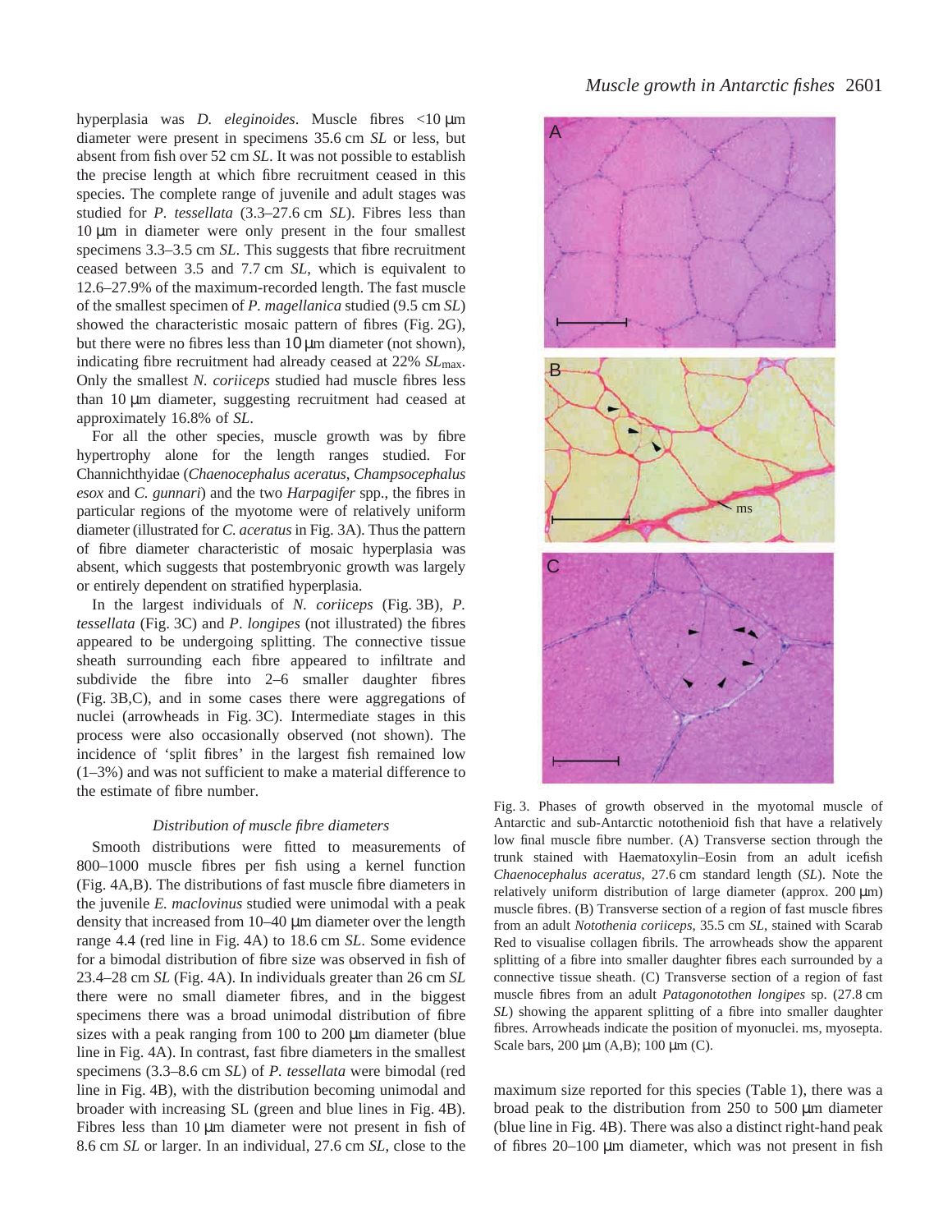hyperplasia was *D. eleginoides*. Muscle fibres <10 µm diameter were present in specimens 35.6 cm *SL* or less, but absent from fish over 52 cm *SL*. It was not possible to establish the precise length at which fibre recruitment ceased in this species. The complete range of juvenile and adult stages was studied for *P. tessellata* (3.3–27.6 cm *SL*). Fibres less than 10 µm in diameter were only present in the four smallest specimens 3.3–3.5 cm *SL*. This suggests that fibre recruitment ceased between 3.5 and 7.7 cm *SL*, which is equivalent to 12.6–27.9% of the maximum-recorded length. The fast muscle of the smallest specimen of *P. magellanica* studied (9.5 cm *SL*) showed the characteristic mosaic pattern of fibres (Fig. 2G), but there were no fibres less than 10 µm diameter (not shown), indicating fibre recruitment had already ceased at 22% $SL_{max}$. Only the smallest *N. coriiceps* studied had muscle fibres less than 10 µm diameter, suggesting recruitment had ceased at approximately 16.8% of *SL*.

For all the other species, muscle growth was by fibre hypertrophy alone for the length ranges studied. For Channichthyidae (*Chaenocephalus aceratus*, *Champsocephalus esox* and *C. gunnari*) and the two *Harpagifer* spp., the fibres in particular regions of the myotome were of relatively uniform diameter (illustrated for *C. aceratus* in Fig. 3A). Thus the pattern of fibre diameter characteristic of mosaic hyperplasia was absent, which suggests that postembryonic growth was largely or entirely dependent on stratified hyperplasia.

In the largest individuals of *N. coriiceps* (Fig. 3B), *P. tessellata* (Fig. 3C) and *P. longipes* (not illustrated) the fibres appeared to be undergoing splitting. The connective tissue sheath surrounding each fibre appeared to infiltrate and subdivide the fibre into 2–6 smaller daughter fibres (Fig. 3B,C), and in some cases there were aggregations of nuclei (arrowheads in Fig. 3C). Intermediate stages in this process were also occasionally observed (not shown). The incidence of 'split fibres' in the largest fish remained low (1–3%) and was not sufficient to make a material difference to the estimate of fibre number.

### *Distribution of muscle fibre diameters*

Smooth distributions were fitted to measurements of 800–1000 muscle fibres per fish using a kernel function (Fig. 4A,B). The distributions of fast muscle fibre diameters in the juvenile *E. maclovinus* studied were unimodal with a peak density that increased from 10–40 µm diameter over the length range 4.4 (red line in Fig. 4A) to 18.6 cm *SL*. Some evidence for a bimodal distribution of fibre size was observed in fish of 23.4–28 cm *SL* (Fig. 4A). In individuals greater than 26 cm *SL* there were no small diameter fibres, and in the biggest specimens there was a broad unimodal distribution of fibre sizes with a peak ranging from 100 to 200 µm diameter (blue line in Fig. 4A). In contrast, fast fibre diameters in the smallest specimens (3.3–8.6 cm *SL*) of *P. tessellata* were bimodal (red line in Fig. 4B), with the distribution becoming unimodal and broader with increasing SL (green and blue lines in Fig. 4B). Fibres less than 10 µm diameter were not present in fish of 8.6 cm *SL* or larger. In an individual, 27.6 cm *SL*, close to the maximum size reported for this species (Table 1), there was a broad peak to the distribution from 250 to 500 µm diameter (blue line in Fig. 4B). There was also a distinct right-hand peak of fibres 20–100 µm diameter, which was not present in fish

Fig. 3. Phases of growth observed in the myotomal muscle of Antarctic and sub-Antarctic notothenioid fish that have a relatively low final muscle fibre number. (A) Transverse section through the trunk stained with Haematoxylin–Eosin from an adult icefish *Chaenocephalus aceratus*, 27.6 cm standard length (*SL*). Note the relatively uniform distribution of large diameter (approx. 200 µm) muscle fibres. (B) Transverse section of a region of fast muscle fibres from an adult *Notothenia coriiceps*, 35.5 cm *SL*, stained with Scarab Red to visualise collagen fibrils. The arrowheads show the apparent splitting of a fibre into smaller daughter fibres each surrounded by a connective tissue sheath. (C) Transverse section of a region of fast muscle fibres from an adult *Patagonotothen longipes* sp. (27.8 cm *SL*) showing the apparent splitting of a fibre into smaller daughter fibres. Arrowheads indicate the position of myonuclei. ms, myosepta. Scale bars, 200 µm (A,B); 100 µm (C).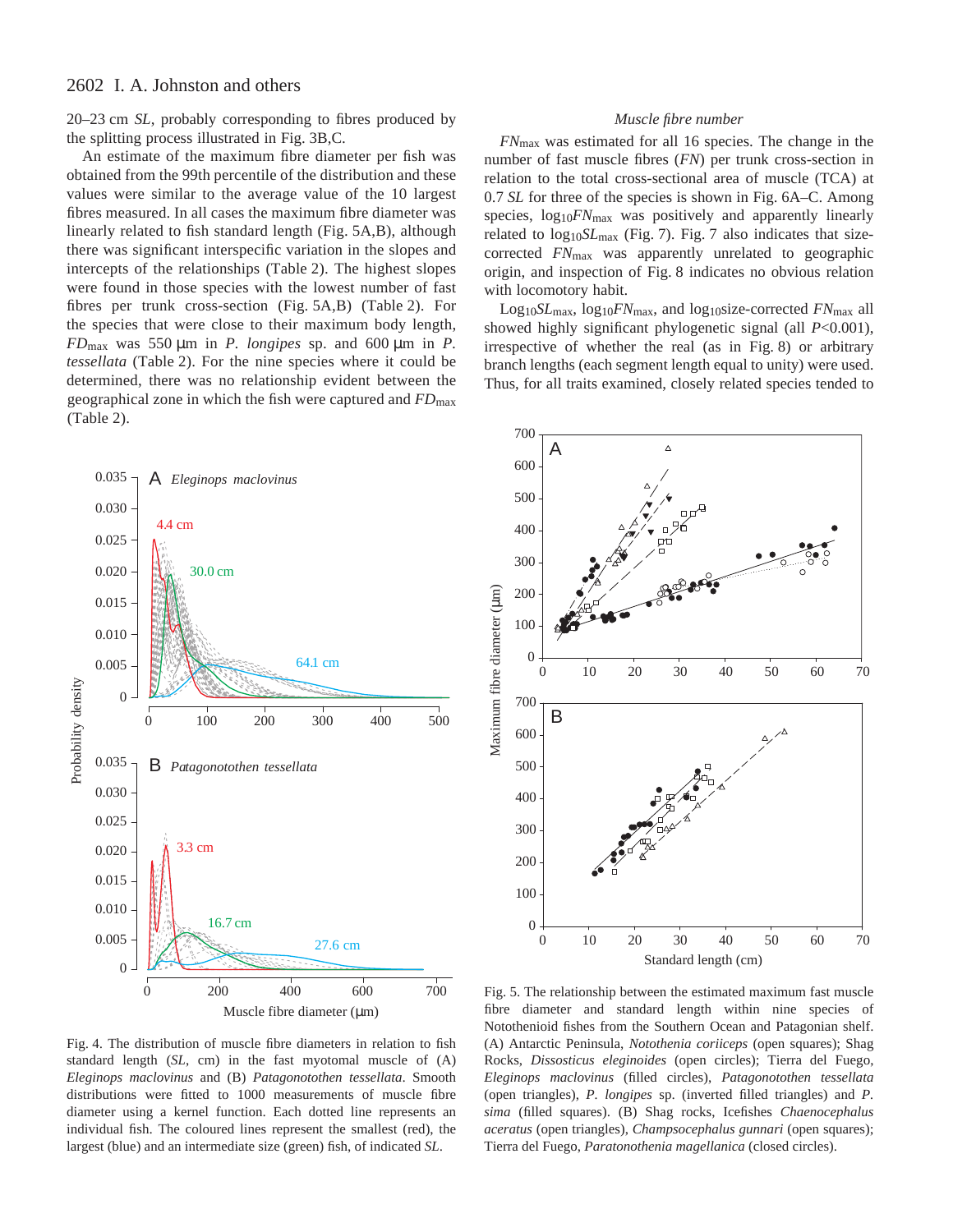20–23 cm *SL*, probably corresponding to fibres produced by the splitting process illustrated in Fig. 3B,C.

An estimate of the maximum fibre diameter per fish was obtained from the 99th percentile of the distribution and these values were similar to the average value of the 10 largest fibres measured. In all cases the maximum fibre diameter was linearly related to fish standard length (Fig. 5A,B), although there was significant interspecific variation in the slopes and intercepts of the relationships (Table 2). The highest slopes were found in those species with the lowest number of fast fibres per trunk cross-section (Fig. 5A,B) (Table 2). For the species that were close to their maximum body length, $FD_{max}$ was 550 μm in *P. longipes* sp. and 600 μm in *P. tessellata* (Table 2). For the nine species where it could be determined, there was no relationship evident between the geographical zone in which the fish were captured and $FD_{max}$ (Table 2).

Fig. 4. The distribution of muscle fibre diameters in relation to fish standard length (*SL*, cm) in the fast myotomal muscle of (A) *Eleginops maclovinus* and (B) *Patagonotothen tessellata*. Smooth distributions were fitted to 1000 measurements of muscle fibre diameter using a kernel function. Each dotted line represents an individual fish. The coloured lines represent the smallest (red), the largest (blue) and an intermediate size (green) fish, of indicated *SL*.

### *Muscle fibre number*

$FN_{max}$ was estimated for all 16 species. The change in the number of fast muscle fibres (*FN*) per trunk cross-section in relation to the total cross-sectional area of muscle (TCA) at 0.7 *SL* for three of the species is shown in Fig. 6A–C. Among species, $\log_{10}FN_{max}$ was positively and apparently linearly related to $\log_{10}SL_{max}$ (Fig. 7). Fig. 7 also indicates that size-corrected $FN_{max}$ was apparently unrelated to geographic origin, and inspection of Fig. 8 indicates no obvious relation with locomotory habit.

$\log_{10}SL_{max}$, $\log_{10}FN_{max}$, and $\log_{10}$size-corrected $FN_{max}$ all showed highly significant phylogenetic signal (all $P<0.001$), irrespective of whether the real (as in Fig. 8) or arbitrary branch lengths (each segment length equal to unity) were used. Thus, for all traits examined, closely related species tended to

Fig. 5. The relationship between the estimated maximum fast muscle fibre diameter and standard length within nine species of Notothenioid fishes from the Southern Ocean and Patagonian shelf. (A) Antarctic Peninsula, *Notothenia coriiceps* (open squares); Shag Rocks, *Dissostichus eleginoides* (open circles); Tierra del Fuego, *Eleginops maclovinus* (filled circles), *Patagonotothen tessellata* (open triangles), *P. longipes* sp. (inverted filled triangles) and *P. sima* (filled squares). (B) Shag rocks, Icefishes *Chaenocephalus aceratus* (open triangles), *Champsocephalus gunnari* (open squares); Tierra del Fuego, *Paratonothenia magellanica* (closed circles).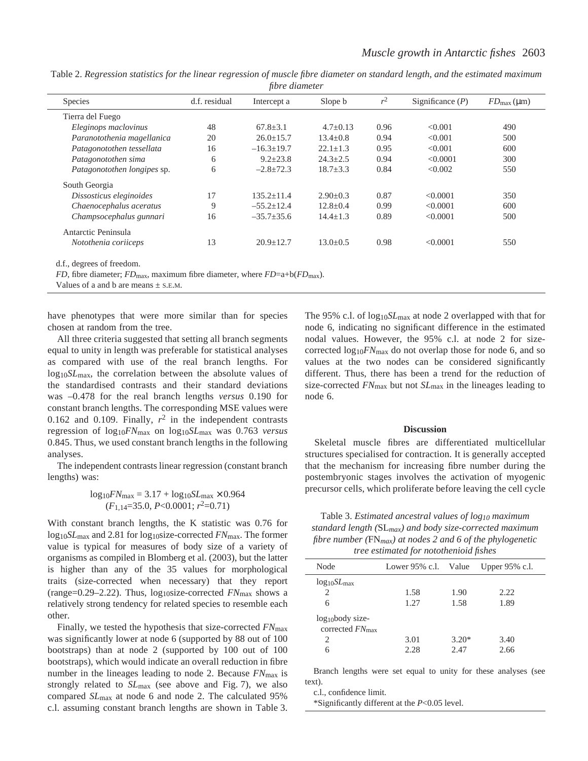Table 2. *Regression statistics for the linear regression of muscle fibre diameter on standard length, and the estimated maximum fibre diameter*

| Species | d.f. residual | Intercept a | Slope b | $r^2$ | Significance ($P$) | $FD_{max}$ (μm) |
|---|---|---|---|---|---|---|
| Tierra del Fuego | | | | | | |
| *Eleginops maclovinus* | 48 | 67.8±3.1 | 4.7±0.13 | 0.96 | <0.001 | 490 |
| *Paranotothenia magellanica* | 20 | 26.0±15.7 | 13.4±0.8 | 0.94 | <0.001 | 500 |
| *Patagonotothen tessellata* | 16 | –16.3±19.7 | 22.1±1.3 | 0.95 | <0.001 | 600 |
| *Patagonotothen sima* | 6 | 9.2±23.8 | 24.3±2.5 | 0.94 | <0.0001 | 300 |
| *Patagonotothen longipes* sp. | 6 | –2.8±72.3 | 18.7±3.3 | 0.84 | <0.002 | 550 |
| South Georgia | | | | | | |
| *Dissosticus eleginoides* | 17 | 135.2±11.4 | 2.90±0.3 | 0.87 | <0.0001 | 350 |
| *Chaenocephalus aceratus* | 9 | –55.2±12.4 | 12.8±0.4 | 0.99 | <0.0001 | 600 |
| *Champsocephalus gunnari* | 16 | –35.7±35.6 | 14.4±1.3 | 0.89 | <0.0001 | 500 |
| Antarctic Peninsula | | | | | | |
| *Notothenia coriiceps* | 13 | 20.9±12.7 | 13.0±0.5 | 0.98 | <0.0001 | 550 |

d.f., degrees of freedom.

*FD*, fibre diameter; $FD_{max}$, maximum fibre diameter, where $FD$=a+b($FD_{max}$).

Values of a and b are means ± S.E.M.

have phenotypes that were more similar than for species chosen at random from the tree.

All three criteria suggested that setting all branch segments equal to unity in length was preferable for statistical analyses as compared with use of the real branch lengths. For $\log_{10}SL_{max}$, the correlation between the absolute values of the standardised contrasts and their standard deviations was –0.478 for the real branch lengths *versus* 0.190 for constant branch lengths. The corresponding MSE values were 0.162 and 0.109. Finally, $r^2$ in the independent contrasts regression of $\log_{10}FN_{max}$ on $\log_{10}SL_{max}$ was 0.763 *versus* 0.845. Thus, we used constant branch lengths in the following analyses.

The independent contrasts linear regression (constant branch lengths) was:

$$\log_{10}FN_{max} = 3.17 + \log_{10}SL_{max} \times 0.964$$
$$(F_{1,14}=35.0,\ P<0.0001;\ r^2=0.71)$$

With constant branch lengths, the K statistic was 0.76 for $\log_{10}SL_{max}$ and 2.81 for $\log_{10}$size-corrected $FN_{max}$. The former value is typical for measures of body size of a variety of organisms as compiled in Blomberg et al. (2003), but the latter is higher than any of the 35 values for morphological traits (size-corrected when necessary) that they report (range=0.29–2.22). Thus, $\log_{10}$size-corrected $FN_{max}$ shows a relatively strong tendency for related species to resemble each other.

Finally, we tested the hypothesis that size-corrected $FN_{max}$ was significantly lower at node 6 (supported by 88 out of 100 bootstraps) than at node 2 (supported by 100 out of 100 bootstraps), which would indicate an overall reduction in fibre number in the lineages leading to node 2. Because $FN_{max}$ is strongly related to $SL_{max}$ (see above and Fig. 7), we also compared $SL_{max}$ at node 6 and node 2. The calculated 95% c.l. assuming constant branch lengths are shown in Table 3. The 95% c.l. of $\log_{10}SL_{max}$ at node 2 overlapped with that for node 6, indicating no significant difference in the estimated nodal values. However, the 95% c.l. at node 2 for size-corrected $\log_{10}FN_{max}$ do not overlap those for node 6, and so values at the two nodes can be considered significantly different. Thus, there has been a trend for the reduction of size-corrected $FN_{max}$ but not $SL_{max}$ in the lineages leading to node 6.

## Discussion

Skeletal muscle fibres are differentiated multicellular structures specialised for contraction. It is generally accepted that the mechanism for increasing fibre number during the postembryonic stages involves the activation of myogenic precursor cells, which proliferate before leaving the cell cycle

Table 3. *Estimated ancestral values of $\log_{10}$ maximum standard length ($SL_{max}$) and body size-corrected maximum fibre number ($FN_{max}$) at nodes 2 and 6 of the phylogenetic tree estimated for notothenioid fishes*

| Node | Lower 95% c.l. | Value | Upper 95% c.l. |
|---|---|---|---|
| $\log_{10}SL_{max}$ | | | |
| 2 | 1.58 | 1.90 | 2.22 |
| 6 | 1.27 | 1.58 | 1.89 |
| $\log_{10}$body size-corrected $FN_{max}$ | | | |
| 2 | 3.01 | 3.20* | 3.40 |
| 6 | 2.28 | 2.47 | 2.66 |

Branch lengths were set equal to unity for these analyses (see text).

c.l., confidence limit.

*Significantly different at the $P$<0.05 level.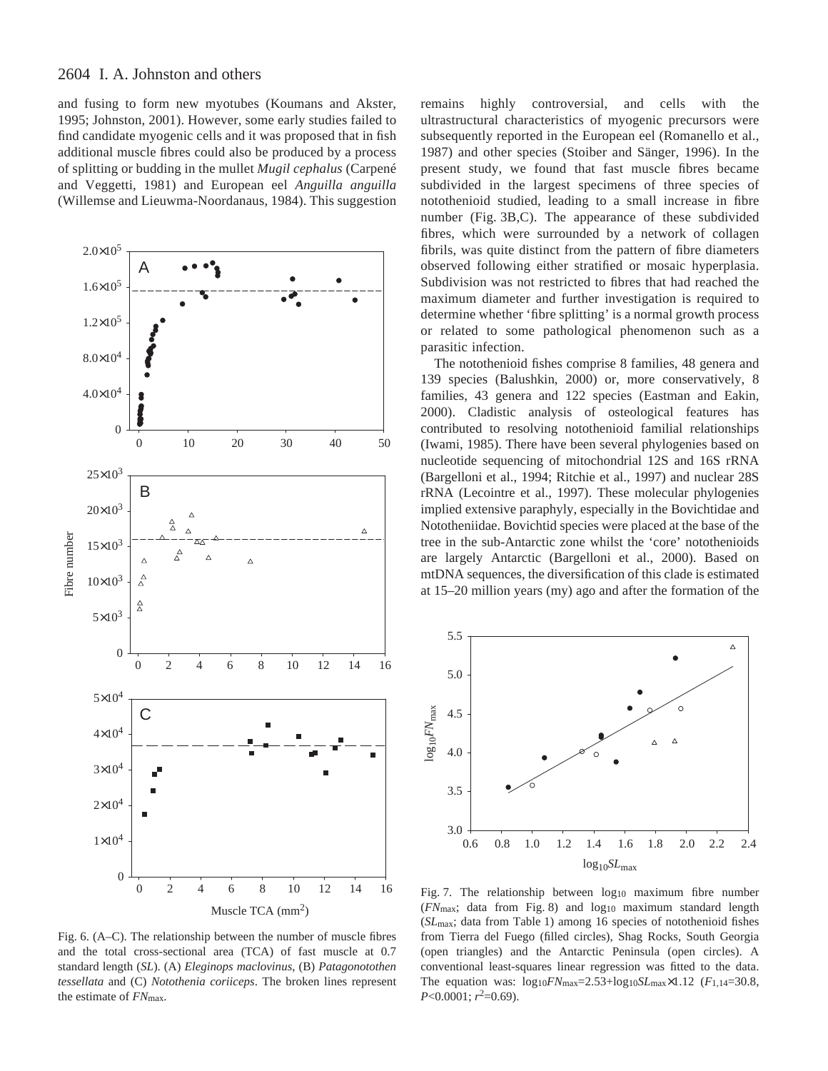and fusing to form new myotubes (Koumans and Akster, 1995; Johnston, 2001). However, some early studies failed to find candidate myogenic cells and it was proposed that in fish additional muscle fibres could also be produced by a process of splitting or budding in the mullet *Mugil cephalus* (Carpené and Veggetti, 1981) and European eel *Anguilla anguilla* (Willemse and Lieuwma-Noordanaus, 1984). This suggestion remains highly controversial, and cells with the ultrastructural characteristics of myogenic precursors were subsequently reported in the European eel (Romanello et al., 1987) and other species (Stoiber and Sänger, 1996). In the present study, we found that fast muscle fibres became subdivided in the largest specimens of three species of notothenioid studied, leading to a small increase in fibre number (Fig. 3B,C). The appearance of these subdivided fibres, which were surrounded by a network of collagen fibrils, was quite distinct from the pattern of fibre diameters observed following either stratified or mosaic hyperplasia. Subdivision was not restricted to fibres that had reached the maximum diameter and further investigation is required to determine whether 'fibre splitting' is a normal growth process or related to some pathological phenomenon such as a parasitic infection.

Fig. 6. (A–C). The relationship between the number of muscle fibres and the total cross-sectional area (TCA) of fast muscle at 0.7 standard length (*SL*). (A) *Eleginops maclovinus*, (B) *Patagonotothen tessellata* and (C) *Notothenia coriiceps*. The broken lines represent the estimate of $FN_{max}$.

The notothenioid fishes comprise 8 families, 48 genera and 139 species (Balushkin, 2000) or, more conservatively, 8 families, 43 genera and 122 species (Eastman and Eakin, 2000). Cladistic analysis of osteological features has contributed to resolving notothenioid familial relationships (Iwami, 1985). There have been several phylogenies based on nucleotide sequencing of mitochondrial 12S and 16S rRNA (Bargelloni et al., 1994; Ritchie et al., 1997) and nuclear 28S rRNA (Lecointre et al., 1997). These molecular phylogenies implied extensive paraphyly, especially in the Bovichtidae and Nototheniidae. Bovichtid species were placed at the base of the tree in the sub-Antarctic zone whilst the 'core' notothenioids are largely Antarctic (Bargelloni et al., 2000). Based on mtDNA sequences, the diversification of this clade is estimated at 15–20 million years (my) ago and after the formation of the

Fig. 7. The relationship between $\log_{10}$ maximum fibre number ($FN_{max}$; data from Fig. 8) and $\log_{10}$ maximum standard length ($SL_{max}$; data from Table 1) among 16 species of notothenioid fishes from Tierra del Fuego (filled circles), Shag Rocks, South Georgia (open triangles) and the Antarctic Peninsula (open circles). A conventional least-squares linear regression was fitted to the data. The equation was: $\log_{10}FN_{max}=2.53+\log_{10}SL_{max}\times1.12$ ($F_{1,14}=30.8$, $P<0.0001$; $r^2=0.69$).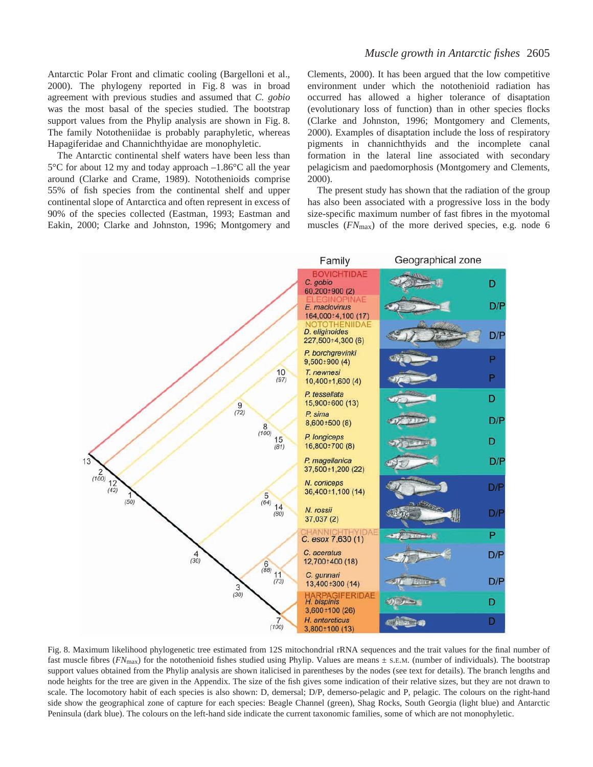Antarctic Polar Front and climatic cooling (Bargelloni et al., 2000). The phylogeny reported in Fig. 8 was in broad agreement with previous studies and assumed that *C. gobio* was the most basal of the species studied. The bootstrap support values from the Phylip analysis are shown in Fig. 8. The family Nototheniidae is probably paraphyletic, whereas Hapagiferidae and Channichthyidae are monophyletic.

The Antarctic continental shelf waters have been less than 5°C for about 12 my and today approach –1.86°C all the year around (Clarke and Crame, 1989). Notothenioids comprise 55% of fish species from the continental shelf and upper continental slope of Antarctica and often represent in excess of 90% of the species collected (Eastman, 1993; Eastman and Eakin, 2000; Clarke and Johnston, 1996; Montgomery and Clements, 2000). It has been argued that the low competitive environment under which the notothenioid radiation has occurred has allowed a higher tolerance of disaptation (evolutionary loss of function) than in other species flocks (Clarke and Johnston, 1996; Montgomery and Clements, 2000). Examples of disaptation include the loss of respiratory pigments in channichthyids and the incomplete canal formation in the lateral line associated with secondary pelagicism and paedomorphosis (Montgomery and Clements, 2000).

The present study has shown that the radiation of the group has also been associated with a progressive loss in the body size-specific maximum number of fast fibres in the myotomal muscles ($FN_{max}$) of the more derived species, e.g. node 6

Fig. 8. Maximum likelihood phylogenetic tree estimated from 12S mitochondrial rRNA sequences and the trait values for the final number of fast muscle fibres ($FN_{max}$) for the notothenioid fishes studied using Phylip. Values are means ± S.E.M. (number of individuals). The bootstrap support values obtained from the Phylip analysis are shown italicised in parentheses by the nodes (see text for details). The branch lengths and node heights for the tree are given in the Appendix. The size of the fish gives some indication of their relative sizes, but they are not drawn to scale. The locomotory habit of each species is also shown: D, demersal; D/P, demerso-pelagic and P, pelagic. The colours on the right-hand side show the geographical zone of capture for each species: Beagle Channel (green), Shag Rocks, South Georgia (light blue) and Antarctic Peninsula (dark blue). The colours on the left-hand side indicate the current taxonomic families, some of which are not monophyletic.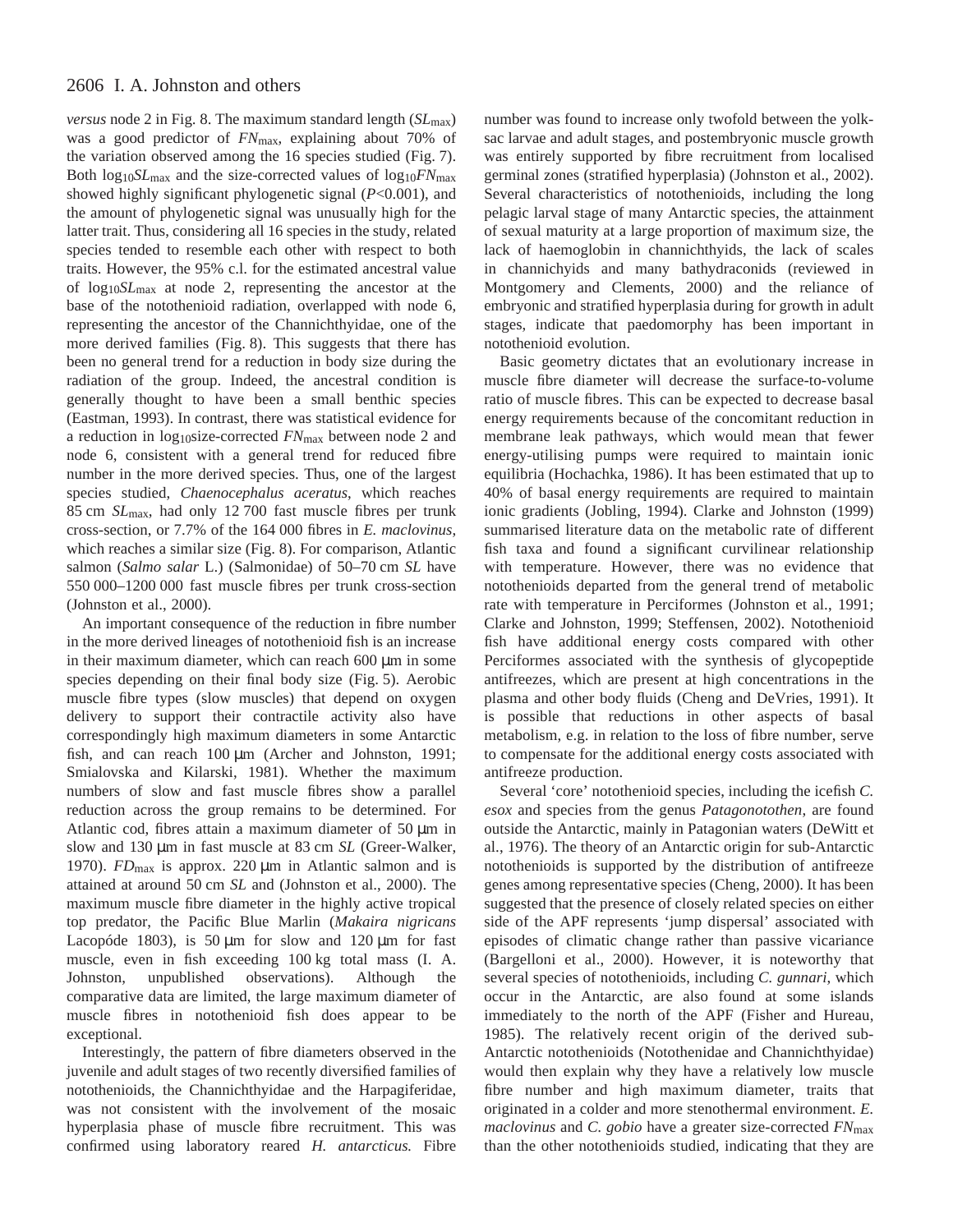*versus* node 2 in Fig. 8. The maximum standard length ($SL_{max}$) was a good predictor of $FN_{max}$, explaining about 70% of the variation observed among the 16 species studied (Fig. 7). Both $\log_{10}SL_{max}$ and the size-corrected values of $\log_{10}FN_{max}$ showed highly significant phylogenetic signal ($P<0.001$), and the amount of phylogenetic signal was unusually high for the latter trait. Thus, considering all 16 species in the study, related species tended to resemble each other with respect to both traits. However, the 95% c.l. for the estimated ancestral value of $\log_{10}SL_{max}$ at node 2, representing the ancestor at the base of the notothenioid radiation, overlapped with node 6, representing the ancestor of the Channichthyidae, one of the more derived families (Fig. 8). This suggests that there has been no general trend for a reduction in body size during the radiation of the group. Indeed, the ancestral condition is generally thought to have been a small benthic species (Eastman, 1993). In contrast, there was statistical evidence for a reduction in $\log_{10}$size-corrected $FN_{max}$ between node 2 and node 6, consistent with a general trend for reduced fibre number in the more derived species. Thus, one of the largest species studied, *Chaenocephalus aceratus*, which reaches 85 cm $SL_{max}$, had only 12 700 fast muscle fibres per trunk cross-section, or 7.7% of the 164 000 fibres in *E. maclovinus*, which reaches a similar size (Fig. 8). For comparison, Atlantic salmon (*Salmo salar* L.) (Salmonidae) of 50–70 cm *SL* have 550 000–1200 000 fast muscle fibres per trunk cross-section (Johnston et al., 2000).

An important consequence of the reduction in fibre number in the more derived lineages of notothenioid fish is an increase in their maximum diameter, which can reach 600 µm in some species depending on their final body size (Fig. 5). Aerobic muscle fibre types (slow muscles) that depend on oxygen delivery to support their contractile activity also have correspondingly high maximum diameters in some Antarctic fish, and can reach 100 µm (Archer and Johnston, 1991; Smialovska and Kilarski, 1981). Whether the maximum numbers of slow and fast muscle fibres show a parallel reduction across the group remains to be determined. For Atlantic cod, fibres attain a maximum diameter of 50 µm in slow and 130 µm in fast muscle at 83 cm *SL* (Greer-Walker, 1970). $FD_{max}$ is approx. 220 µm in Atlantic salmon and is attained at around 50 cm *SL* and (Johnston et al., 2000). The maximum muscle fibre diameter in the highly active tropical top predator, the Pacific Blue Marlin (*Makaira nigricans* Lacopóde 1803), is 50 µm for slow and 120 µm for fast muscle, even in fish exceeding 100 kg total mass (I. A. Johnston, unpublished observations). Although the comparative data are limited, the large maximum diameter of muscle fibres in notothenioid fish does appear to be exceptional.

Interestingly, the pattern of fibre diameters observed in the juvenile and adult stages of two recently diversified families of notothenioids, the Channichthyidae and the Harpagiferidae, was not consistent with the involvement of the mosaic hyperplasia phase of muscle fibre recruitment. This was confirmed using laboratory reared *H. antarcticus.* Fibre number was found to increase only twofold between the yolk-sac larvae and adult stages, and postembryonic muscle growth was entirely supported by fibre recruitment from localised germinal zones (stratified hyperplasia) (Johnston et al., 2002). Several characteristics of notothenioids, including the long pelagic larval stage of many Antarctic species, the attainment of sexual maturity at a large proportion of maximum size, the lack of haemoglobin in channichthyids, the lack of scales in channichyids and many bathydraconids (reviewed in Montgomery and Clements, 2000) and the reliance of embryonic and stratified hyperplasia during for growth in adult stages, indicate that paedomorphy has been important in notothenioid evolution.

Basic geometry dictates that an evolutionary increase in muscle fibre diameter will decrease the surface-to-volume ratio of muscle fibres. This can be expected to decrease basal energy requirements because of the concomitant reduction in membrane leak pathways, which would mean that fewer energy-utilising pumps were required to maintain ionic equilibria (Hochachka, 1986). It has been estimated that up to 40% of basal energy requirements are required to maintain ionic gradients (Jobling, 1994). Clarke and Johnston (1999) summarised literature data on the metabolic rate of different fish taxa and found a significant curvilinear relationship with temperature. However, there was no evidence that notothenioids departed from the general trend of metabolic rate with temperature in Perciformes (Johnston et al., 1991; Clarke and Johnston, 1999; Steffensen, 2002). Notothenioid fish have additional energy costs compared with other Perciformes associated with the synthesis of glycopeptide antifreezes, which are present at high concentrations in the plasma and other body fluids (Cheng and DeVries, 1991). It is possible that reductions in other aspects of basal metabolism, e.g. in relation to the loss of fibre number, serve to compensate for the additional energy costs associated with antifreeze production.

Several 'core' notothenioid species, including the icefish *C. esox* and species from the genus *Patagonotothen*, are found outside the Antarctic, mainly in Patagonian waters (DeWitt et al., 1976). The theory of an Antarctic origin for sub-Antarctic notothenioids is supported by the distribution of antifreeze genes among representative species (Cheng, 2000). It has been suggested that the presence of closely related species on either side of the APF represents 'jump dispersal' associated with episodes of climatic change rather than passive vicariance (Bargelloni et al., 2000). However, it is noteworthy that several species of notothenioids, including *C. gunnari*, which occur in the Antarctic, are also found at some islands immediately to the north of the APF (Fisher and Hureau, 1985). The relatively recent origin of the derived sub-Antarctic notothenioids (Notothenidae and Channichthyidae) would then explain why they have a relatively low muscle fibre number and high maximum diameter, traits that originated in a colder and more stenothermal environment. *E. maclovinus* and *C. gobio* have a greater size-corrected $FN_{max}$ than the other notothenioids studied, indicating that they are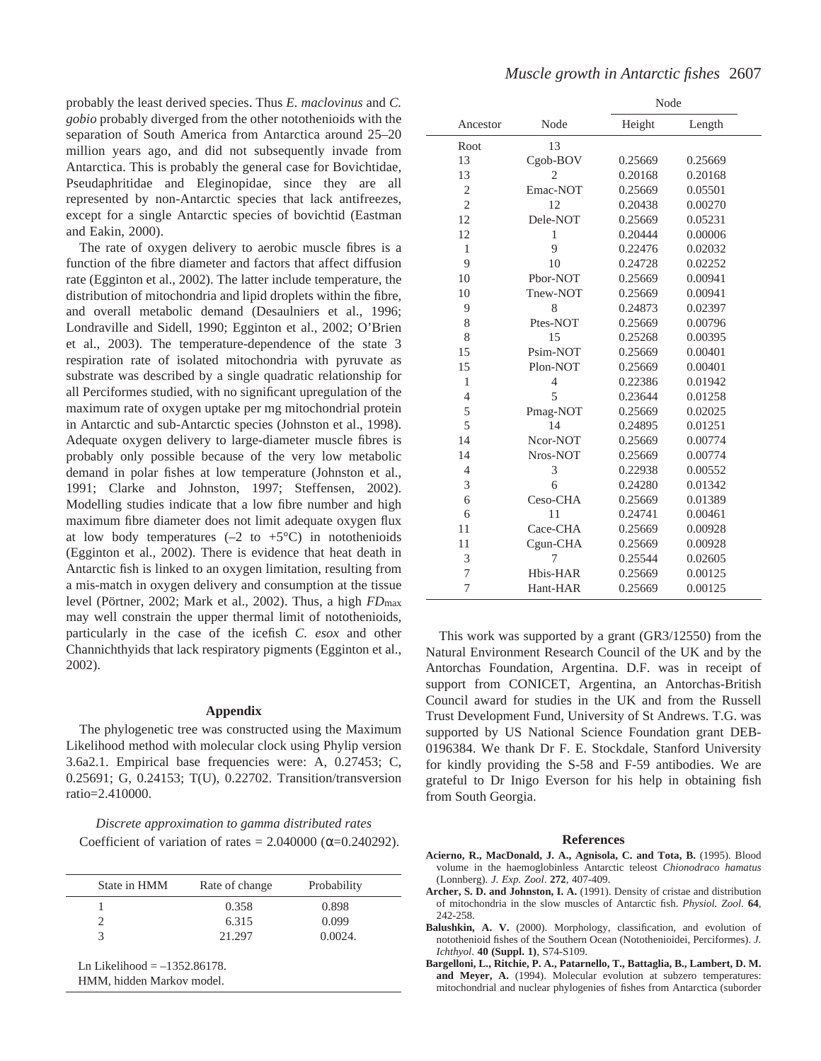probably the least derived species. Thus *E. maclovinus* and *C. gobio* probably diverged from the other notothenioids with the separation of South America from Antarctica around 25–20 million years ago, and did not subsequently invade from Antarctica. This is probably the general case for Bovichtidae, Pseudaphritidae and Eleginopidae, since they are all represented by non-Antarctic species that lack antifreezes, except for a single Antarctic species of bovichtid (Eastman and Eakin, 2000).

The rate of oxygen delivery to aerobic muscle fibres is a function of the fibre diameter and factors that affect diffusion rate (Egginton et al., 2002). The latter include temperature, the distribution of mitochondria and lipid droplets within the fibre, and overall metabolic demand (Desaulniers et al., 1996; Londraville and Sidell, 1990; Egginton et al., 2002; O'Brien et al., 2003). The temperature-dependence of the state 3 respiration rate of isolated mitochondria with pyruvate as substrate was described by a single quadratic relationship for all Perciformes studied, with no significant upregulation of the maximum rate of oxygen uptake per mg mitochondrial protein in Antarctic and sub-Antarctic species (Johnston et al., 1998). Adequate oxygen delivery to large-diameter muscle fibres is probably only possible because of the very low metabolic demand in polar fishes at low temperature (Johnston et al., 1991; Clarke and Johnston, 1997; Steffensen, 2002). Modelling studies indicate that a low fibre number and high maximum fibre diameter does not limit adequate oxygen flux at low body temperatures (–2 to +5°C) in notothenioids (Egginton et al., 2002). There is evidence that heat death in Antarctic fish is linked to an oxygen limitation, resulting from a mis-match in oxygen delivery and consumption at the tissue level (Pörtner, 2002; Mark et al., 2002). Thus, a high $FD_{max}$ may well constrain the upper thermal limit of notothenioids, particularly in the case of the icefish *C. esox* and other Channichthyids that lack respiratory pigments (Egginton et al., 2002).

## Appendix

The phylogenetic tree was constructed using the Maximum Likelihood method with molecular clock using Phylip version 3.6a2.1. Empirical base frequencies were: A, 0.27453; C, 0.25691; G, 0.24153; T(U), 0.22702. Transition/transversion ratio=2.410000.

*Discrete approximation to gamma distributed rates*
Coefficient of variation of rates = 2.040000 ($\alpha$=0.240292).

| State in HMM | Rate of change | Probability |
|---|---|---|
| 1 | 0.358 | 0.898 |
| 2 | 6.315 | 0.099 |
| 3 | 21.297 | 0.0024. |

Ln Likelihood = –1352.86178.
HMM, hidden Markov model.

| Ancestor | Node | Node Height | Node Length |
|---|---|---|---|
| Root | 13 | | |
| 13 | Cgob-BOV | 0.25669 | 0.25669 |
| 13 | 2 | 0.20168 | 0.20168 |
| 2 | Emac-NOT | 0.25669 | 0.05501 |
| 2 | 12 | 0.20438 | 0.00270 |
| 12 | Dele-NOT | 0.25669 | 0.05231 |
| 12 | 1 | 0.20444 | 0.00006 |
| 1 | 9 | 0.22476 | 0.02032 |
| 9 | 10 | 0.24728 | 0.02252 |
| 10 | Pbor-NOT | 0.25669 | 0.00941 |
| 10 | Tnew-NOT | 0.25669 | 0.00941 |
| 9 | 8 | 0.24873 | 0.02397 |
| 8 | Ptes-NOT | 0.25669 | 0.00796 |
| 8 | 15 | 0.25268 | 0.00395 |
| 15 | Psim-NOT | 0.25669 | 0.00401 |
| 15 | Plon-NOT | 0.25669 | 0.00401 |
| 1 | 4 | 0.22386 | 0.01942 |
| 4 | 5 | 0.23644 | 0.01258 |
| 5 | Pmag-NOT | 0.25669 | 0.02025 |
| 5 | 14 | 0.24895 | 0.01251 |
| 14 | Ncor-NOT | 0.25669 | 0.00774 |
| 14 | Nros-NOT | 0.25669 | 0.00774 |
| 4 | 3 | 0.22938 | 0.00552 |
| 3 | 6 | 0.24280 | 0.01342 |
| 6 | Ceso-CHA | 0.25669 | 0.01389 |
| 6 | 11 | 0.24741 | 0.00461 |
| 11 | Cace-CHA | 0.25669 | 0.00928 |
| 11 | Cgun-CHA | 0.25669 | 0.00928 |
| 3 | 7 | 0.25544 | 0.02605 |
| 7 | Hbis-HAR | 0.25669 | 0.00125 |
| 7 | Hant-HAR | 0.25669 | 0.00125 |

This work was supported by a grant (GR3/12550) from the Natural Environment Research Council of the UK and by the Antorchas Foundation, Argentina. D.F. was in receipt of support from CONICET, Argentina, an Antorchas-British Council award for studies in the UK and from the Russell Trust Development Fund, University of St Andrews. T.G. was supported by US National Science Foundation grant DEB-0196384. We thank Dr F. E. Stockdale, Stanford University for kindly providing the S-58 and F-59 antibodies. We are grateful to Dr Inigo Everson for his help in obtaining fish from South Georgia.

## References

**Acierno, R., MacDonald, J. A., Agnisola, C. and Tota, B.** (1995). Blood volume in the haemoglobinless Antarctic teleost *Chionodraco hamatus* (Lonnberg). *J. Exp. Zool*. **272**, 407-409.

**Archer, S. D. and Johnston, I. A.** (1991). Density of cristae and distribution of mitochondria in the slow muscles of Antarctic fish. *Physiol. Zool.* **64**, 242-258.

**Balushkin, A. V.** (2000). Morphology, classification, and evolution of notothenioid fishes of the Southern Ocean (Notothenioidei, Perciformes). *J. Ichthyol*. **40 (Suppl. 1)**, S74-S109.

**Bargelloni, L., Ritchie, P. A., Patarnello, T., Battaglia, B., Lambert, D. M. and Meyer, A.** (1994). Molecular evolution at subzero temperatures: mitochondrial and nuclear phylogenies of fishes from Antarctica (suborder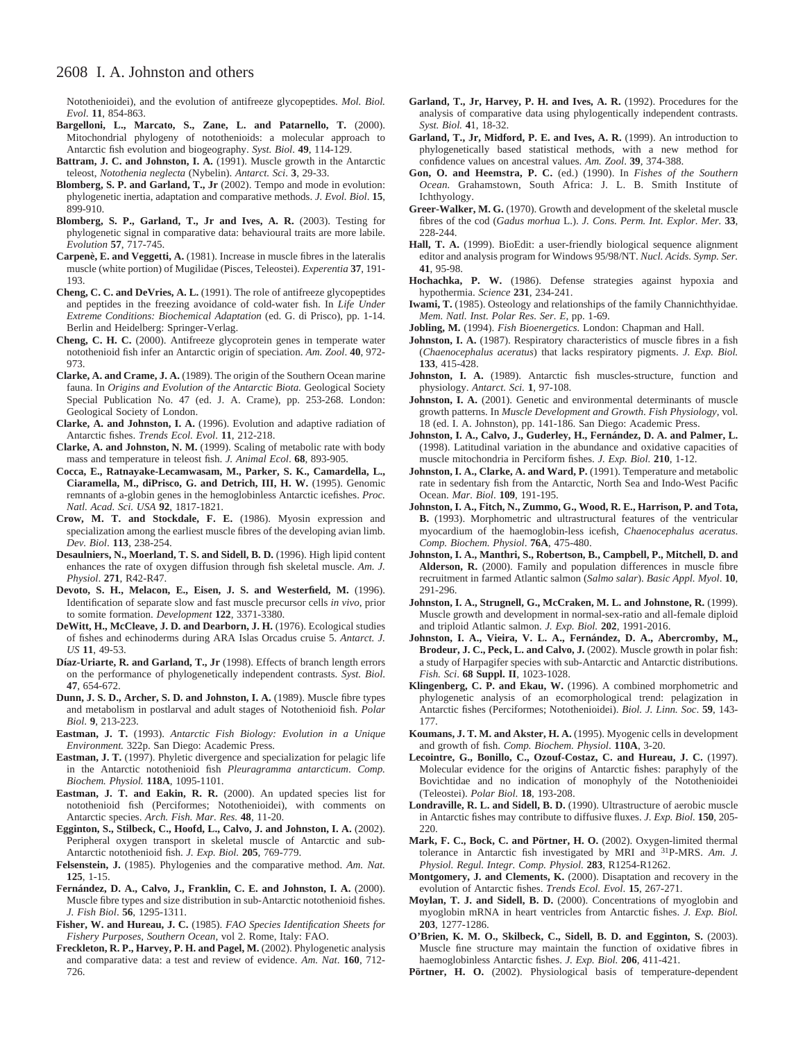Notothenioidei), and the evolution of antifreeze glycopeptides. *Mol. Biol. Evol.* **11**, 854-863.

**Bargelloni, L., Marcato, S., Zane, L. and Patarnello, T.** (2000). Mitochondrial phylogeny of notothenioids: a molecular approach to Antarctic fish evolution and biogeography. *Syst. Biol.* **49**, 114-129.

**Battram, J. C. and Johnston, I. A.** (1991). Muscle growth in the Antarctic teleost, *Notothenia neglecta* (Nybelin). *Antarct. Sci.* **3**, 29-33.

**Blomberg, S. P. and Garland, T., Jr** (2002). Tempo and mode in evolution: phylogenetic inertia, adaptation and comparative methods. *J. Evol. Biol.* **15**, 899-910.

**Blomberg, S. P., Garland, T., Jr and Ives, A. R.** (2003). Testing for phylogenetic signal in comparative data: behavioural traits are more labile. *Evolution* **57**, 717-745.

**Carpenè, E. and Veggetti, A.** (1981). Increase in muscle fibres in the lateralis muscle (white portion) of Mugilidae (Pisces, Teleostei). *Experentia* **37**, 191-193.

**Cheng, C. C. and DeVries, A. L.** (1991). The role of antifreeze glycopeptides and peptides in the freezing avoidance of cold-water fish. In *Life Under Extreme Conditions: Biochemical Adaptation* (ed. G. di Prisco), pp. 1-14. Berlin and Heidelberg: Springer-Verlag.

**Cheng, C. H. C.** (2000). Antifreeze glycoprotein genes in temperate water notothenioid fish infer an Antarctic origin of speciation. *Am. Zool.* **40**, 972-973.

**Clarke, A. and Crame, J. A.** (1989). The origin of the Southern Ocean marine fauna. In *Origins and Evolution of the Antarctic Biota.* Geological Society Special Publication No. 47 (ed. J. A. Crame), pp. 253-268. London: Geological Society of London.

**Clarke, A. and Johnston, I. A.** (1996). Evolution and adaptive radiation of Antarctic fishes. *Trends Ecol. Evol.* **11**, 212-218.

**Clarke, A. and Johnston, N. M.** (1999). Scaling of metabolic rate with body mass and temperature in teleost fish. *J. Animal Ecol.* **68**, 893-905.

**Cocca, E., Ratnayake-Lecamwasam, M., Parker, S. K., Camardella, L., Ciaramella, M., diPrisco, G. and Detrich, III, H. W.** (1995). Genomic remnants of a-globin genes in the hemoglobinless Antarctic icefishes. *Proc. Natl. Acad. Sci. USA* **92**, 1817-1821.

**Crow, M. T. and Stockdale, F. E.** (1986). Myosin expression and specialization among the earliest muscle fibres of the developing avian limb. *Dev. Biol.* **113**, 238-254.

**Desaulniers, N., Moerland, T. S. and Sidell, B. D.** (1996). High lipid content enhances the rate of oxygen diffusion through fish skeletal muscle. *Am. J. Physiol.* **271**, R42-R47.

**Devoto, S. H., Melacon, E., Eisen, J. S. and Westerfield, M.** (1996). Identification of separate slow and fast muscle precursor cells *in vivo*, prior to somite formation. *Development* **122**, 3371-3380.

**DeWitt, H., McCleave, J. D. and Dearborn, J. H.** (1976). Ecological studies of fishes and echinoderms during ARA Islas Orcadus cruise 5. *Antarct. J. US* **11**, 49-53.

**Díaz-Uriarte, R. and Garland, T., Jr** (1998). Effects of branch length errors on the performance of phylogenetically independent contrasts. *Syst. Biol.* **47**, 654-672.

**Dunn, J. S. D., Archer, S. D. and Johnston, I. A.** (1989). Muscle fibre types and metabolism in postlarval and adult stages of Notothenioid fish. *Polar Biol.* **9**, 213-223.

**Eastman, J. T.** (1993). *Antarctic Fish Biology: Evolution in a Unique Environment.* 322p. San Diego: Academic Press.

**Eastman, J. T.** (1997). Phyletic divergence and specialization for pelagic life in the Antarctic notothenioid fish *Pleuragramma antarcticum*. *Comp. Biochem. Physiol.* **118A**, 1095-1101.

**Eastman, J. T. and Eakin, R. R.** (2000). An updated species list for notothenioid fish (Perciformes; Notothenioidei), with comments on Antarctic species. *Arch. Fish. Mar. Res.* **48**, 11-20.

**Egginton, S., Stilbeck, C., Hoofd, L., Calvo, J. and Johnston, I. A.** (2002). Peripheral oxygen transport in skeletal muscle of Antarctic and sub-Antarctic notothenioid fish. *J. Exp. Biol.* **205**, 769-779.

**Felsenstein, J.** (1985). Phylogenies and the comparative method. *Am. Nat.* **125**, 1-15.

**Fernández, D. A., Calvo, J., Franklin, C. E. and Johnston, I. A.** (2000). Muscle fibre types and size distribution in sub-Antarctic notothenioid fishes. *J. Fish Biol.* **56**, 1295-1311.

**Fisher, W. and Hureau, J. C.** (1985). *FAO Species Identification Sheets for Fishery Purposes, Southern Ocean*, vol 2. Rome, Italy: FAO.

**Freckleton, R. P., Harvey, P. H. and Pagel, M.** (2002). Phylogenetic analysis and comparative data: a test and review of evidence. *Am. Nat.* **160**, 712-726.

**Garland, T., Jr, Harvey, P. H. and Ives, A. R.** (1992). Procedures for the analysis of comparative data using phylogentically independent contrasts. *Syst. Biol.* **4**1, 18-32.

**Garland, T., Jr, Midford, P. E. and Ives, A. R.** (1999). An introduction to phylogenetically based statistical methods, with a new method for confidence values on ancestral values. *Am. Zool.* **39**, 374-388.

**Gon, O. and Heemstra, P. C.** (ed.) (1990). In *Fishes of the Southern Ocean.* Grahamstown, South Africa: J. L. B. Smith Institute of Ichthyology.

**Greer-Walker, M. G.** (1970). Growth and development of the skeletal muscle fibres of the cod (*Gadus morhua* L.). *J. Cons. Perm. Int. Explor. Mer.* **33**, 228-244.

**Hall, T. A.** (1999). BioEdit: a user-friendly biological sequence alignment editor and analysis program for Windows 95/98/NT. *Nucl. Acids. Symp. Ser.* **41**, 95-98.

**Hochachka, P. W.** (1986). Defense strategies against hypoxia and hypothermia. *Science* **231**, 234-241.

**Iwami, T.** (1985). Osteology and relationships of the family Channichthyidae. *Mem. Natl. Inst. Polar Res. Ser. E*, pp. 1-69.

**Jobling, M.** (1994). *Fish Bioenergetics.* London: Chapman and Hall.

**Johnston, I. A.** (1987). Respiratory characteristics of muscle fibres in a fish (*Chaenocephalus aceratus*) that lacks respiratory pigments. *J. Exp. Biol.* **133**, 415-428.

**Johnston, I. A.** (1989). Antarctic fish muscles-structure, function and physiology. *Antarct. Sci.* **1**, 97-108.

**Johnston, I. A.** (2001). Genetic and environmental determinants of muscle growth patterns. In *Muscle Development and Growth. Fish Physiology*, vol. 18 (ed. I. A. Johnston), pp. 141-186. San Diego: Academic Press.

**Johnston, I. A., Calvo, J., Guderley, H., Fernández, D. A. and Palmer, L.** (1998). Latitudinal variation in the abundance and oxidative capacities of muscle mitochondria in Perciform fishes. *J. Exp. Biol.* **210**, 1-12.

**Johnston, I. A., Clarke, A. and Ward, P.** (1991). Temperature and metabolic rate in sedentary fish from the Antarctic, North Sea and Indo-West Pacific Ocean. *Mar. Biol.* **109**, 191-195.

**Johnston, I. A., Fitch, N., Zummo, G., Wood, R. E., Harrison, P. and Tota, B.** (1993). Morphometric and ultrastructural features of the ventricular myocardium of the haemoglobin-less icefish, *Chaenocephalus aceratus*. *Comp. Biochem. Physiol.* **76A**, 475-480.

**Johnston, I. A., Manthri, S., Robertson, B., Campbell, P., Mitchell, D. and Alderson, R.** (2000). Family and population differences in muscle fibre recruitment in farmed Atlantic salmon (*Salmo salar*). *Basic Appl. Myol.* **10**, 291-296.

**Johnston, I. A., Strugnell, G., McCraken, M. L. and Johnstone, R.** (1999). Muscle growth and development in normal-sex-ratio and all-female diploid and triploid Atlantic salmon. *J. Exp. Biol.* **202**, 1991-2016.

**Johnston, I. A., Vieira, V. L. A., Fernández, D. A., Abercromby, M., Brodeur, J. C., Peck, L. and Calvo, J.** (2002). Muscle growth in polar fish: a study of Harpagifer species with sub-Antarctic and Antarctic distributions. *Fish. Sci.* **68 Suppl. II**, 1023-1028.

**Klingenberg, C. P. and Ekau, W.** (1996). A combined morphometric and phylogenetic analysis of an ecomorphological trend: pelagization in Antarctic fishes (Perciformes; Notothenioidei). *Biol. J. Linn. Soc.* **59**, 143-177.

**Koumans, J. T. M. and Akster, H. A.** (1995). Myogenic cells in development and growth of fish. *Comp. Biochem. Physiol.* **110A**, 3-20.

**Lecointre, G., Bonillo, C., Ozouf-Costaz, C. and Hureau, J. C.** (1997). Molecular evidence for the origins of Antarctic fishes: paraphyly of the Bovichtidae and no indication of monophyly of the Notothenioidei (Teleostei). *Polar Biol.* **18**, 193-208.

**Londraville, R. L. and Sidell, B. D.** (1990). Ultrastructure of aerobic muscle in Antarctic fishes may contribute to diffusive fluxes. *J. Exp. Biol.* **150**, 205-220.

**Mark, F. C., Bock, C. and Pörtner, H. O.** (2002). Oxygen-limited thermal tolerance in Antarctic fish investigated by MRI and $^{31}$P-MRS. *Am. J. Physiol. Regul. Integr. Comp. Physiol.* **283**, R1254-R1262.

**Montgomery, J. and Clements, K.** (2000). Disaptation and recovery in the evolution of Antarctic fishes. *Trends Ecol. Evol.* **15**, 267-271.

**Moylan, T. J. and Sidell, B. D.** (2000). Concentrations of myoglobin and myoglobin mRNA in heart ventricles from Antarctic fishes. *J. Exp. Biol.* **203**, 1277-1286.

**O'Brien, K. M. O., Skilbeck, C., Sidell, B. D. and Egginton, S.** (2003). Muscle fine structure may maintain the function of oxidative fibres in haemoglobinless Antarctic fishes. *J. Exp. Biol.* **206**, 411-421.

**Pörtner, H. O.** (2002). Physiological basis of temperature-dependent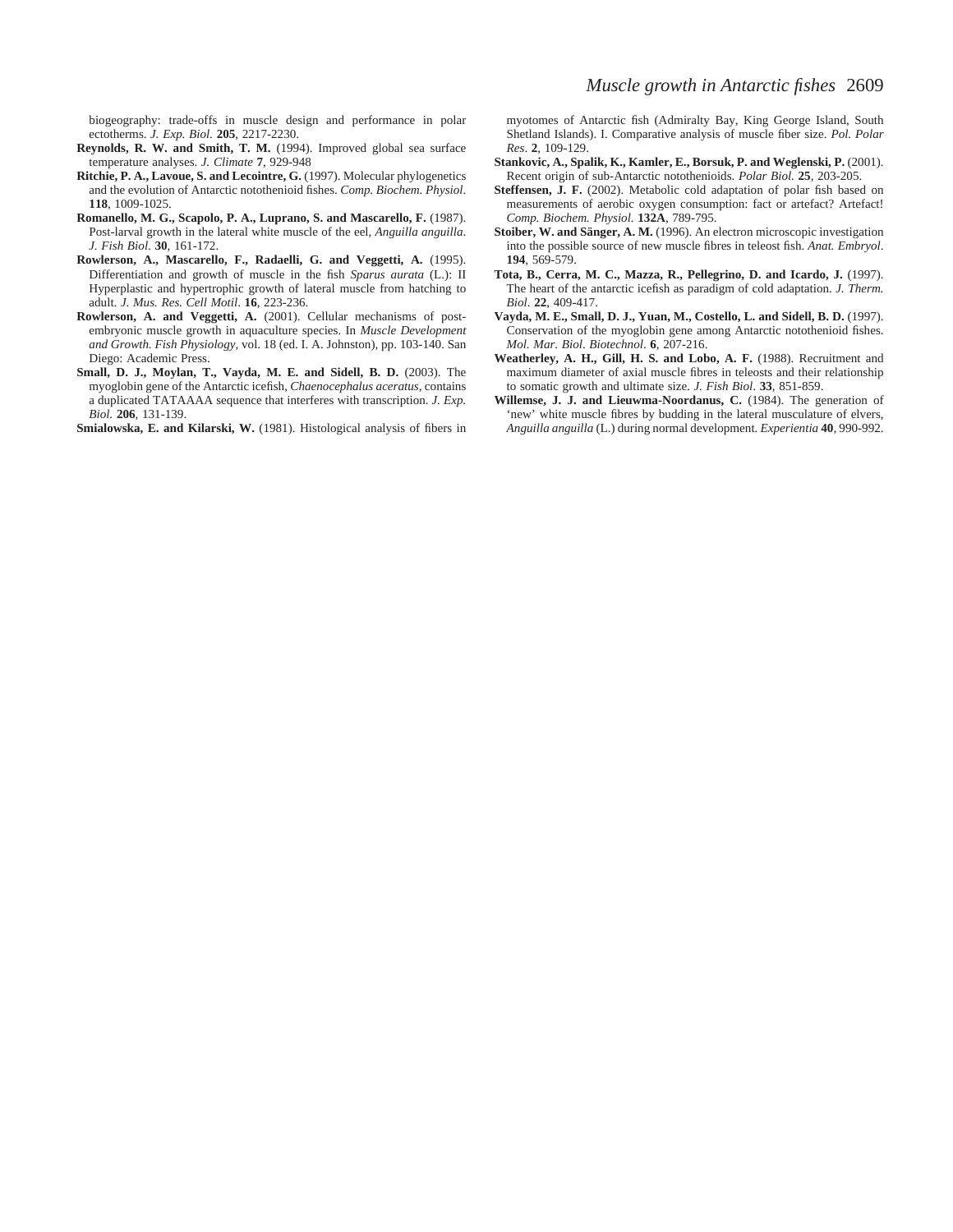biogeography: trade-offs in muscle design and performance in polar ectotherms. *J. Exp. Biol.* **205**, 2217-2230.

**Reynolds, R. W. and Smith, T. M.** (1994). Improved global sea surface temperature analyses. *J. Climate* **7**, 929-948

**Ritchie, P. A., Lavoue, S. and Lecointre, G.** (1997). Molecular phylogenetics and the evolution of Antarctic notothenioid fishes. *Comp. Biochem. Physiol.* **118**, 1009-1025.

**Romanello, M. G., Scapolo, P. A., Luprano, S. and Mascarello, F.** (1987). Post-larval growth in the lateral white muscle of the eel, *Anguilla anguilla*. *J. Fish Biol.* **30**, 161-172.

**Rowlerson, A., Mascarello, F., Radaelli, G. and Veggetti, A.** (1995). Differentiation and growth of muscle in the fish *Sparus aurata* (L.): II Hyperplastic and hypertrophic growth of lateral muscle from hatching to adult. *J. Mus. Res. Cell Motil.* **16**, 223-236.

**Rowlerson, A. and Veggetti, A.** (2001). Cellular mechanisms of post-embryonic muscle growth in aquaculture species. In *Muscle Development and Growth. Fish Physiology*, vol. 18 (ed. I. A. Johnston), pp. 103-140. San Diego: Academic Press.

**Small, D. J., Moylan, T., Vayda, M. E. and Sidell, B. D.** (2003). The myoglobin gene of the Antarctic icefish, *Chaenocephalus aceratus*, contains a duplicated TATAAAA sequence that interferes with transcription. *J. Exp. Biol.* **206**, 131-139.

**Smialowska, E. and Kilarski, W.** (1981). Histological analysis of fibers in myotomes of Antarctic fish (Admiralty Bay, King George Island, South Shetland Islands). I. Comparative analysis of muscle fiber size. *Pol. Polar Res.* **2**, 109-129.

**Stankovic, A., Spalik, K., Kamler, E., Borsuk, P. and Weglenski, P.** (2001). Recent origin of sub-Antarctic notothenioids. *Polar Biol.* **25**, 203-205.

**Steffensen, J. F.** (2002). Metabolic cold adaptation of polar fish based on measurements of aerobic oxygen consumption: fact or artefact? Artefact! *Comp. Biochem. Physiol.* **132A**, 789-795.

**Stoiber, W. and Sänger, A. M.** (1996). An electron microscopic investigation into the possible source of new muscle fibres in teleost fish. *Anat. Embryol.* **194**, 569-579.

**Tota, B., Cerra, M. C., Mazza, R., Pellegrino, D. and Icardo, J.** (1997). The heart of the antarctic icefish as paradigm of cold adaptation. *J. Therm. Biol.* **22**, 409-417.

**Vayda, M. E., Small, D. J., Yuan, M., Costello, L. and Sidell, B. D.** (1997). Conservation of the myoglobin gene among Antarctic notothenioid fishes. *Mol. Mar. Biol. Biotechnol.* **6**, 207-216.

**Weatherley, A. H., Gill, H. S. and Lobo, A. F.** (1988). Recruitment and maximum diameter of axial muscle fibres in teleosts and their relationship to somatic growth and ultimate size. *J. Fish Biol.* **33**, 851-859.

**Willemse, J. J. and Lieuwma-Noordanus, C.** (1984). The generation of 'new' white muscle fibres by budding in the lateral musculature of elvers, *Anguilla anguilla* (L.) during normal development. *Experientia* **40**, 990-992.